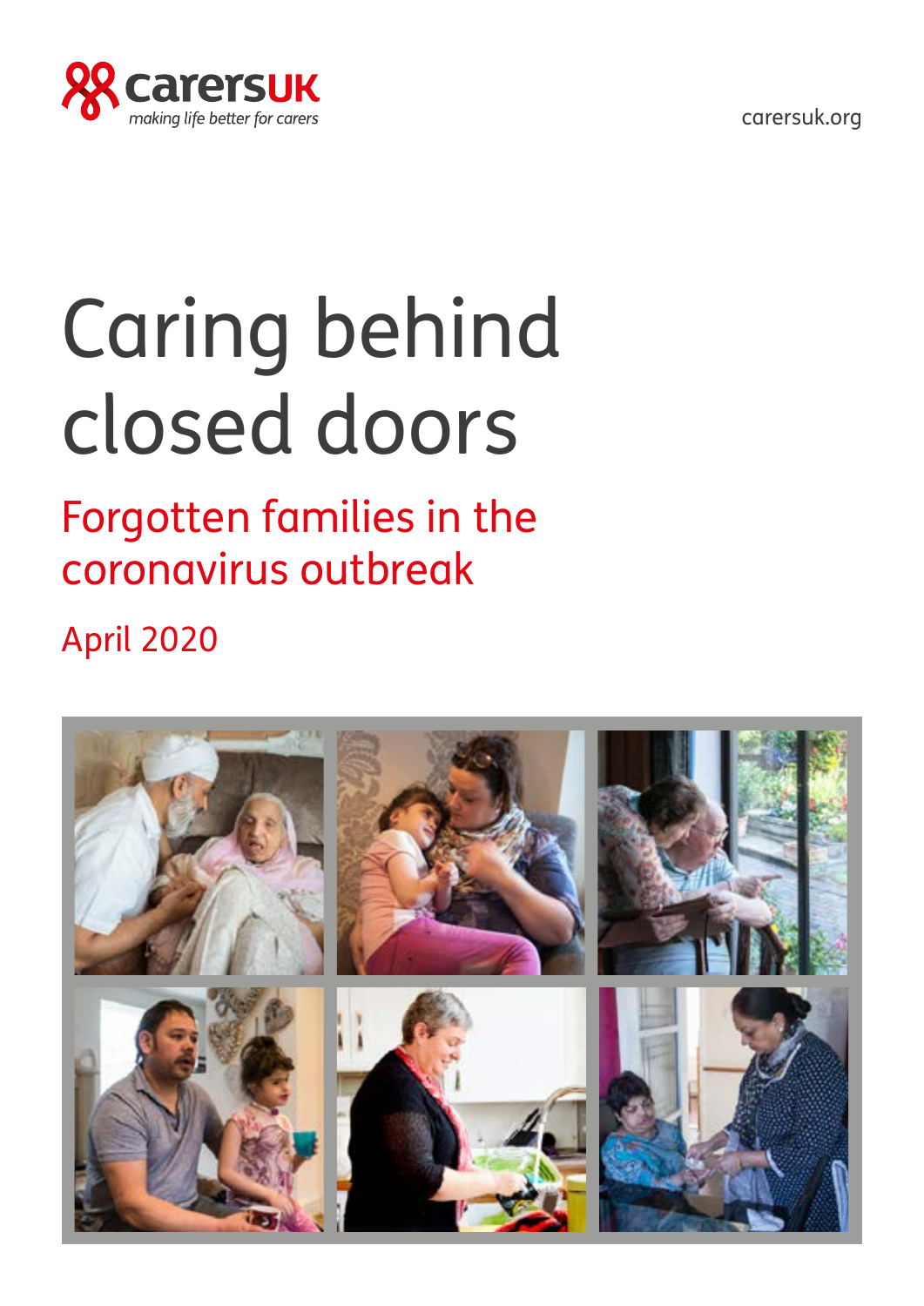carersUK

making life better for carers

carersuk.org

# Caring behind closed doors

## Forgotten families in the coronavirus outbreak

April 2020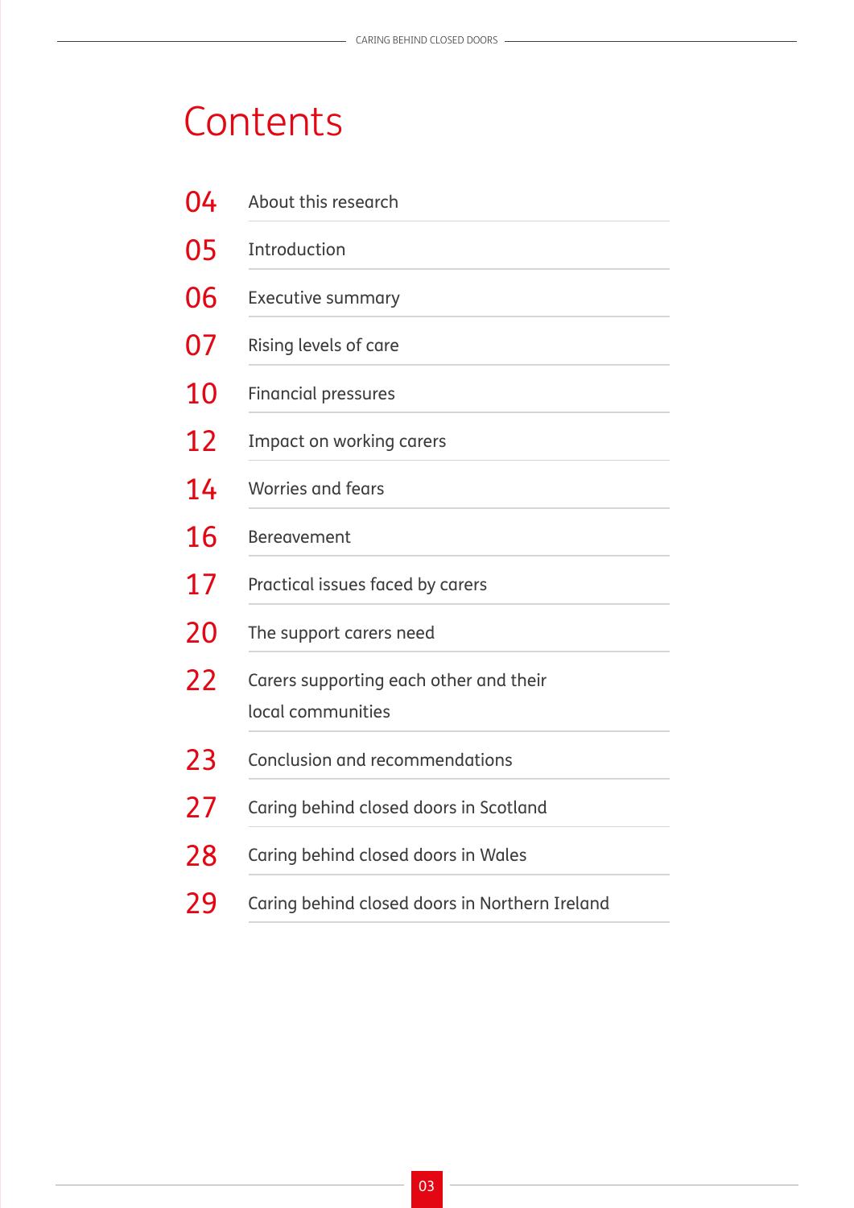# Contents

| | |
|---|---|
| 04 | About this research |
| 05 | Introduction |
| 06 | Executive summary |
| 07 | Rising levels of care |
| 10 | Financial pressures |
| 12 | Impact on working carers |
| 14 | Worries and fears |
| 16 | Bereavement |
| 17 | Practical issues faced by carers |
| 20 | The support carers need |
| 22 | Carers supporting each other and their local communities |
| 23 | Conclusion and recommendations |
| 27 | Caring behind closed doors in Scotland |
| 28 | Caring behind closed doors in Wales |
| 29 | Caring behind closed doors in Northern Ireland |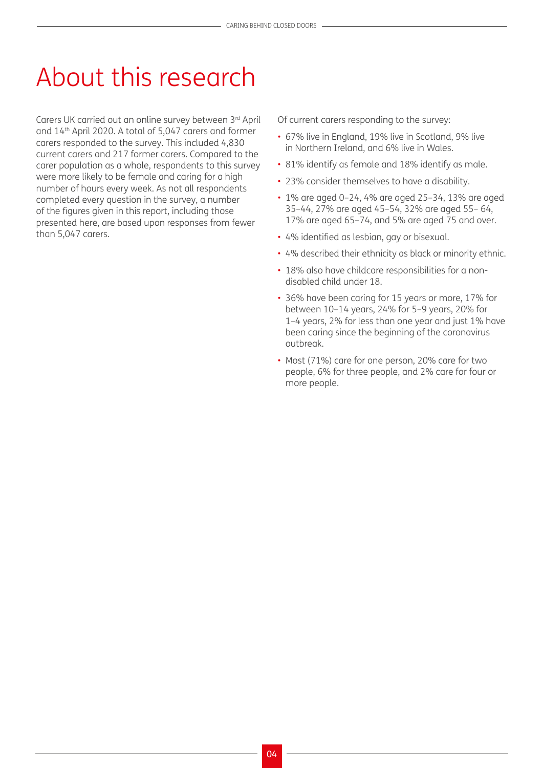# About this research

Carers UK carried out an online survey between 3rd April and 14th April 2020. A total of 5,047 carers and former carers responded to the survey. This included 4,830 current carers and 217 former carers. Compared to the carer population as a whole, respondents to this survey were more likely to be female and caring for a high number of hours every week. As not all respondents completed every question in the survey, a number of the figures given in this report, including those presented here, are based upon responses from fewer than 5,047 carers.

Of current carers responding to the survey:

- 67% live in England, 19% live in Scotland, 9% live in Northern Ireland, and 6% live in Wales.
- 81% identify as female and 18% identify as male.
- 23% consider themselves to have a disability.
- 1% are aged 0–24, 4% are aged 25–34, 13% are aged 35–44, 27% are aged 45–54, 32% are aged 55– 64, 17% are aged 65–74, and 5% are aged 75 and over.
- 4% identified as lesbian, gay or bisexual.
- 4% described their ethnicity as black or minority ethnic.
- 18% also have childcare responsibilities for a non-disabled child under 18.
- 36% have been caring for 15 years or more, 17% for between 10–14 years, 24% for 5–9 years, 20% for 1–4 years, 2% for less than one year and just 1% have been caring since the beginning of the coronavirus outbreak.
- Most (71%) care for one person, 20% care for two people, 6% for three people, and 2% care for four or more people.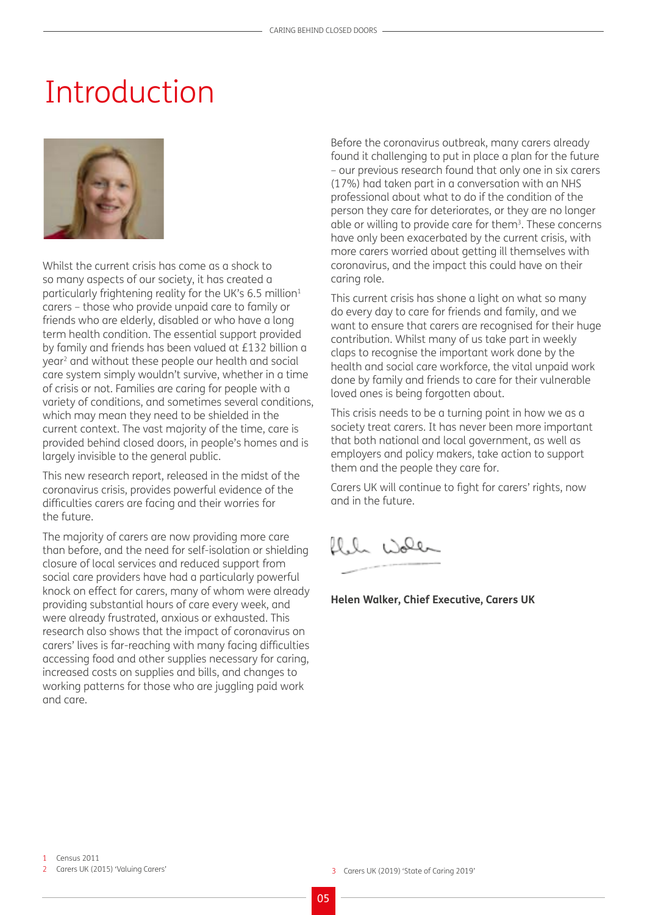# Introduction

Whilst the current crisis has come as a shock to so many aspects of our society, it has created a particularly frightening reality for the UK's 6.5 million[1] carers – those who provide unpaid care to family or friends who are elderly, disabled or who have a long term health condition. The essential support provided by family and friends has been valued at £132 billion a year[2] and without these people our health and social care system simply wouldn't survive, whether in a time of crisis or not. Families are caring for people with a variety of conditions, and sometimes several conditions, which may mean they need to be shielded in the current context. The vast majority of the time, care is provided behind closed doors, in people's homes and is largely invisible to the general public.

This new research report, released in the midst of the coronavirus crisis, provides powerful evidence of the difficulties carers are facing and their worries for the future.

The majority of carers are now providing more care than before, and the need for self-isolation or shielding closure of local services and reduced support from social care providers have had a particularly powerful knock on effect for carers, many of whom were already providing substantial hours of care every week, and were already frustrated, anxious or exhausted. This research also shows that the impact of coronavirus on carers' lives is far-reaching with many facing difficulties accessing food and other supplies necessary for caring, increased costs on supplies and bills, and changes to working patterns for those who are juggling paid work and care.

Before the coronavirus outbreak, many carers already found it challenging to put in place a plan for the future – our previous research found that only one in six carers (17%) had taken part in a conversation with an NHS professional about what to do if the condition of the person they care for deteriorates, or they are no longer able or willing to provide care for them[3]. These concerns have only been exacerbated by the current crisis, with more carers worried about getting ill themselves with coronavirus, and the impact this could have on their caring role.

This current crisis has shone a light on what so many do every day to care for friends and family, and we want to ensure that carers are recognised for their huge contribution. Whilst many of us take part in weekly claps to recognise the important work done by the health and social care workforce, the vital unpaid work done by family and friends to care for their vulnerable loved ones is being forgotten about.

This crisis needs to be a turning point in how we as a society treat carers. It has never been more important that both national and local government, as well as employers and policy makers, take action to support them and the people they care for.

Carers UK will continue to fight for carers' rights, now and in the future.

**Helen Walker, Chief Executive, Carers UK**

1 Census 2011
2 Carers UK (2015) 'Valuing Carers'
3 Carers UK (2019) 'State of Caring 2019'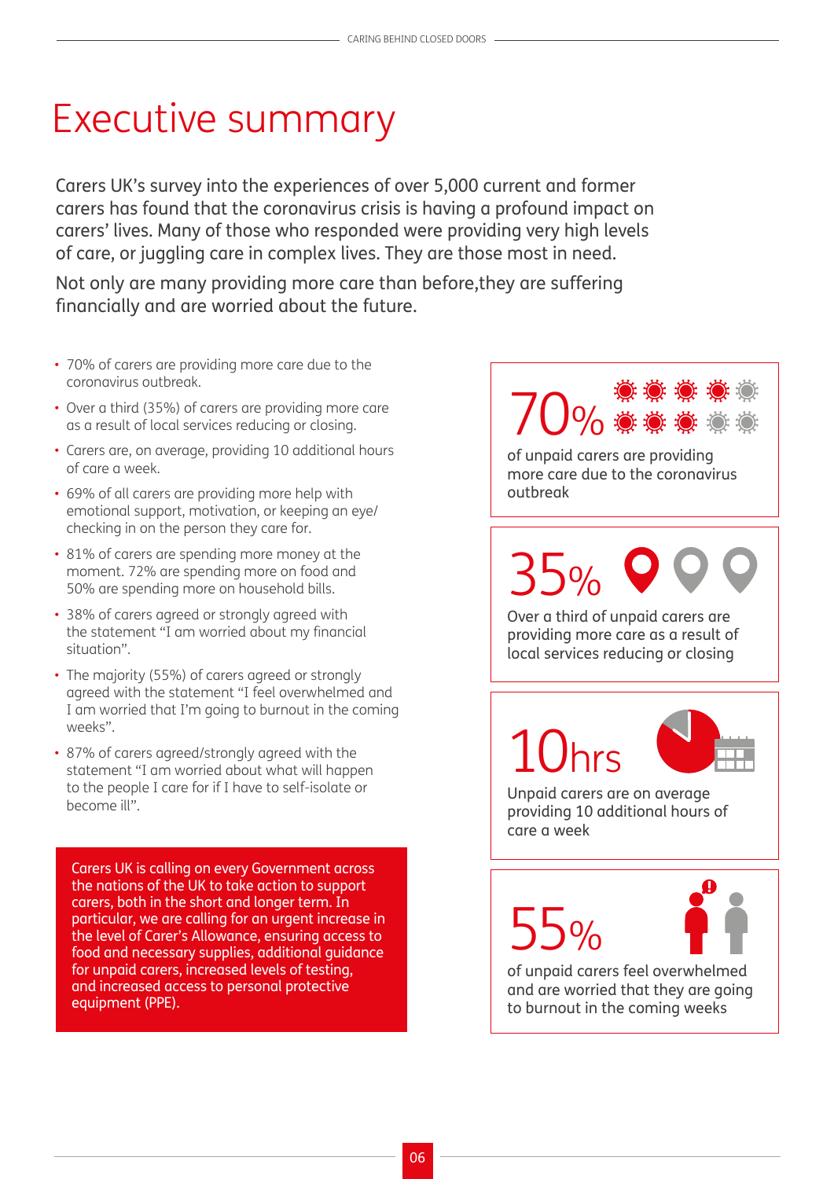# Executive summary

Carers UK's survey into the experiences of over 5,000 current and former carers has found that the coronavirus crisis is having a profound impact on carers' lives. Many of those who responded were providing very high levels of care, or juggling care in complex lives. They are those most in need.

Not only are many providing more care than before,they are suffering financially and are worried about the future.

- 70% of carers are providing more care due to the coronavirus outbreak.
- Over a third (35%) of carers are providing more care as a result of local services reducing or closing.
- Carers are, on average, providing 10 additional hours of care a week.
- 69% of all carers are providing more help with emotional support, motivation, or keeping an eye/ checking in on the person they care for.
- 81% of carers are spending more money at the moment. 72% are spending more on food and 50% are spending more on household bills.
- 38% of carers agreed or strongly agreed with the statement "I am worried about my financial situation".
- The majority (55%) of carers agreed or strongly agreed with the statement "I feel overwhelmed and I am worried that I'm going to burnout in the coming weeks".
- 87% of carers agreed/strongly agreed with the statement "I am worried about what will happen to the people I care for if I have to self-isolate or become ill".

Carers UK is calling on every Government across the nations of the UK to take action to support carers, both in the short and longer term. In particular, we are calling for an urgent increase in the level of Carer's Allowance, ensuring access to food and necessary supplies, additional guidance for unpaid carers, increased levels of testing, and increased access to personal protective equipment (PPE).

**70%** of unpaid carers are providing more care due to the coronavirus outbreak

**35%** Over a third of unpaid carers are providing more care as a result of local services reducing or closing

**10hrs** Unpaid carers are on average providing 10 additional hours of care a week

**55%** of unpaid carers feel overwhelmed and are worried that they are going to burnout in the coming weeks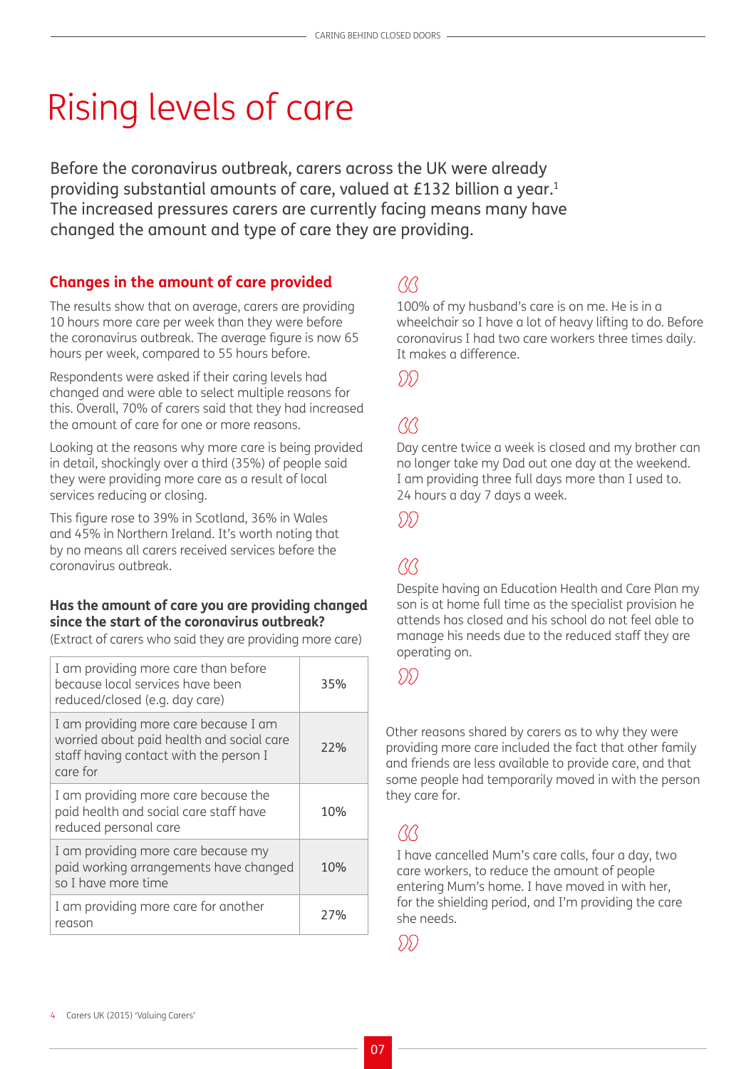# Rising levels of care

Before the coronavirus outbreak, carers across the UK were already providing substantial amounts of care, valued at £132 billion a year.[1] The increased pressures carers are currently facing means many have changed the amount and type of care they are providing.

## Changes in the amount of care provided

The results show that on average, carers are providing 10 hours more care per week than they were before the coronavirus outbreak. The average figure is now 65 hours per week, compared to 55 hours before.

Respondents were asked if their caring levels had changed and were able to select multiple reasons for this. Overall, 70% of carers said that they had increased the amount of care for one or more reasons.

Looking at the reasons why more care is being provided in detail, shockingly over a third (35%) of people said they were providing more care as a result of local services reducing or closing.

This figure rose to 39% in Scotland, 36% in Wales and 45% in Northern Ireland. It's worth noting that by no means all carers received services before the coronavirus outbreak.

**Has the amount of care you are providing changed since the start of the coronavirus outbreak?**

(Extract of carers who said they are providing more care)

| Response | % |
|---|---|
| I am providing more care than before because local services have been reduced/closed (e.g. day care) | 35% |
| I am providing more care because I am worried about paid health and social care staff having contact with the person I care for | 22% |
| I am providing more care because the paid health and social care staff have reduced personal care | 10% |
| I am providing more care because my paid working arrangements have changed so I have more time | 10% |
| I am providing more care for another reason | 27% |

> 100% of my husband's care is on me. He is in a wheelchair so I have a lot of heavy lifting to do. Before coronavirus I had two care workers three times daily. It makes a difference.

> Day centre twice a week is closed and my brother can no longer take my Dad out one day at the weekend. I am providing three full days more than I used to. 24 hours a day 7 days a week.

> Despite having an Education Health and Care Plan my son is at home full time as the specialist provision he attends has closed and his school do not feel able to manage his needs due to the reduced staff they are operating on.

Other reasons shared by carers as to why they were providing more care included the fact that other family and friends are less available to provide care, and that some people had temporarily moved in with the person they care for.

> I have cancelled Mum's care calls, four a day, two care workers, to reduce the amount of people entering Mum's home. I have moved in with her, for the shielding period, and I'm providing the care she needs.

4 Carers UK (2015) 'Valuing Carers'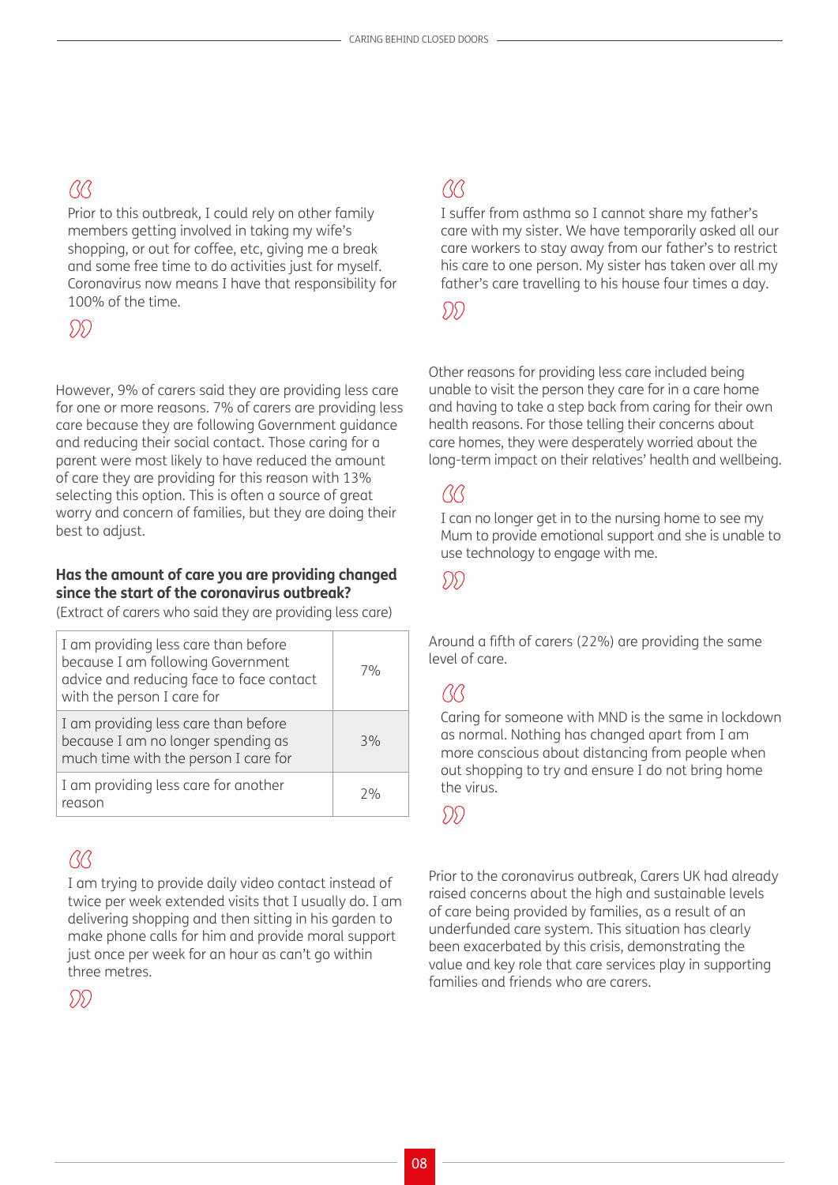> Prior to this outbreak, I could rely on other family members getting involved in taking my wife's shopping, or out for coffee, etc, giving me a break and some free time to do activities just for myself. Coronavirus now means I have that responsibility for 100% of the time.

However, 9% of carers said they are providing less care for one or more reasons. 7% of carers are providing less care because they are following Government guidance and reducing their social contact. Those caring for a parent were most likely to have reduced the amount of care they are providing for this reason with 13% selecting this option. This is often a source of great worry and concern of families, but they are doing their best to adjust.

**Has the amount of care you are providing changed since the start of the coronavirus outbreak?**
(Extract of carers who said they are providing less care)

| | |
|---|---|
| I am providing less care than before because I am following Government advice and reducing face to face contact with the person I care for | 7% |
| I am providing less care than before because I am no longer spending as much time with the person I care for | 3% |
| I am providing less care for another reason | 2% |

> I am trying to provide daily video contact instead of twice per week extended visits that I usually do. I am delivering shopping and then sitting in his garden to make phone calls for him and provide moral support just once per week for an hour as can't go within three metres.

> I suffer from asthma so I cannot share my father's care with my sister. We have temporarily asked all our care workers to stay away from our father's to restrict his care to one person. My sister has taken over all my father's care travelling to his house four times a day.

Other reasons for providing less care included being unable to visit the person they care for in a care home and having to take a step back from caring for their own health reasons. For those telling their concerns about care homes, they were desperately worried about the long-term impact on their relatives' health and wellbeing.

> I can no longer get in to the nursing home to see my Mum to provide emotional support and she is unable to use technology to engage with me.

Around a fifth of carers (22%) are providing the same level of care.

> Caring for someone with MND is the same in lockdown as normal. Nothing has changed apart from I am more conscious about distancing from people when out shopping to try and ensure I do not bring home the virus.

Prior to the coronavirus outbreak, Carers UK had already raised concerns about the high and sustainable levels of care being provided by families, as a result of an underfunded care system. This situation has clearly been exacerbated by this crisis, demonstrating the value and key role that care services play in supporting families and friends who are carers.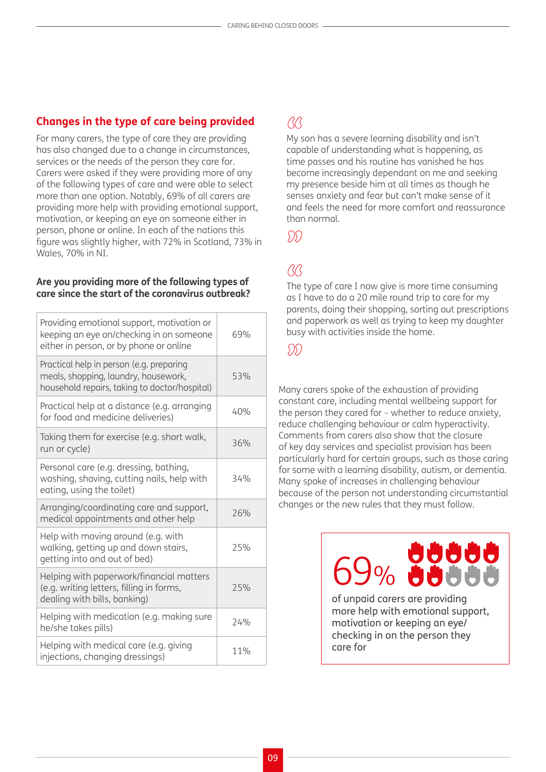## Changes in the type of care being provided

For many carers, the type of care they are providing has also changed due to a change in circumstances, services or the needs of the person they care for. Carers were asked if they were providing more of any of the following types of care and were able to select more than one option. Notably, 69% of all carers are providing more help with providing emotional support, motivation, or keeping an eye on someone either in person, phone or online. In each of the nations this figure was slightly higher, with 72% in Scotland, 73% in Wales, 70% in NI.

**Are you providing more of the following types of care since the start of the coronavirus outbreak?**

| Type of care | % |
|---|---|
| Providing emotional support, motivation or keeping an eye on/checking in on someone either in person, or by phone or online | 69% |
| Practical help in person (e.g. preparing meals, shopping, laundry, housework, household repairs, taking to doctor/hospital) | 53% |
| Practical help at a distance (e.g. arranging for food and medicine deliveries) | 40% |
| Taking them for exercise (e.g. short walk, run or cycle) | 36% |
| Personal care (e.g. dressing, bathing, washing, shaving, cutting nails, help with eating, using the toilet) | 34% |
| Arranging/coordinating care and support, medical appointments and other help | 26% |
| Help with moving around (e.g. with walking, getting up and down stairs, getting into and out of bed) | 25% |
| Helping with paperwork/financial matters (e.g. writing letters, filling in forms, dealing with bills, banking) | 25% |
| Helping with medication (e.g. making sure he/she takes pills) | 24% |
| Helping with medical care (e.g. giving injections, changing dressings) | 11% |

> My son has a severe learning disability and isn't capable of understanding what is happening, as time passes and his routine has vanished he has become increasingly dependant on me and seeking my presence beside him at all times as though he senses anxiety and fear but can't make sense of it and feels the need for more comfort and reassurance than normal.

> The type of care I now give is more time consuming as I have to do a 20 mile round trip to care for my parents, doing their shopping, sorting out prescriptions and paperwork as well as trying to keep my daughter busy with activities inside the home.

Many carers spoke of the exhaustion of providing constant care, including mental wellbeing support for the person they cared for – whether to reduce anxiety, reduce challenging behaviour or calm hyperactivity. Comments from carers also show that the closure of key day services and specialist provision has been particularly hard for certain groups, such as those caring for some with a learning disability, autism, or dementia. Many spoke of increases in challenging behaviour because of the person not understanding circumstantial changes or the new rules that they must follow.

**69%** of unpaid carers are providing more help with emotional support, motivation or keeping an eye/checking in on the person they care for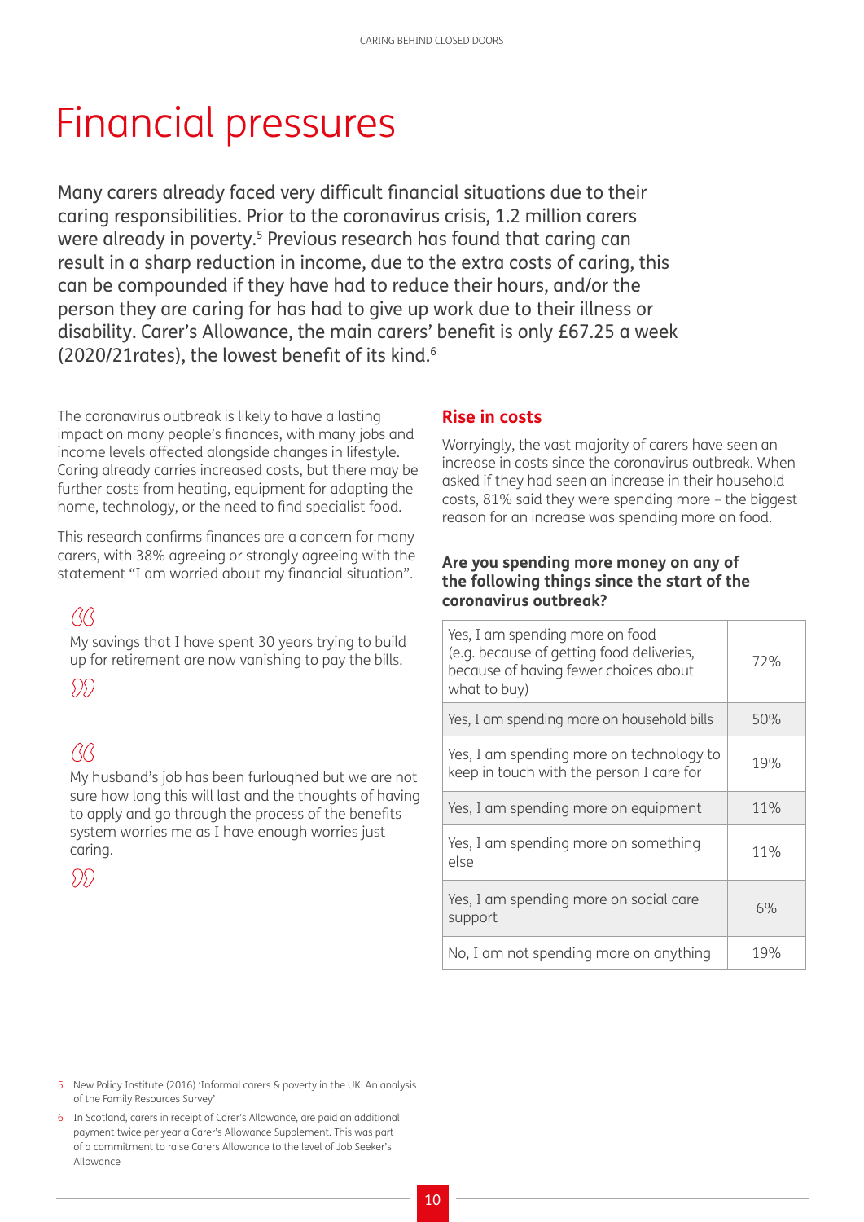# Financial pressures

Many carers already faced very difficult financial situations due to their caring responsibilities. Prior to the coronavirus crisis, 1.2 million carers were already in poverty.[5] Previous research has found that caring can result in a sharp reduction in income, due to the extra costs of caring, this can be compounded if they have had to reduce their hours, and/or the person they are caring for has had to give up work due to their illness or disability. Carer's Allowance, the main carers' benefit is only £67.25 a week (2020/21rates), the lowest benefit of its kind.[6]

The coronavirus outbreak is likely to have a lasting impact on many people's finances, with many jobs and income levels affected alongside changes in lifestyle. Caring already carries increased costs, but there may be further costs from heating, equipment for adapting the home, technology, or the need to find specialist food.

This research confirms finances are a concern for many carers, with 38% agreeing or strongly agreeing with the statement "I am worried about my financial situation".

> My savings that I have spent 30 years trying to build up for retirement are now vanishing to pay the bills.

> My husband's job has been furloughed but we are not sure how long this will last and the thoughts of having to apply and go through the process of the benefits system worries me as I have enough worries just caring.

## Rise in costs

Worryingly, the vast majority of carers have seen an increase in costs since the coronavirus outbreak. When asked if they had seen an increase in their household costs, 81% said they were spending more – the biggest reason for an increase was spending more on food.

**Are you spending more money on any of the following things since the start of the coronavirus outbreak?**

| Response | % |
|---|---|
| Yes, I am spending more on food (e.g. because of getting food deliveries, because of having fewer choices about what to buy) | 72% |
| Yes, I am spending more on household bills | 50% |
| Yes, I am spending more on technology to keep in touch with the person I care for | 19% |
| Yes, I am spending more on equipment | 11% |
| Yes, I am spending more on something else | 11% |
| Yes, I am spending more on social care support | 6% |
| No, I am not spending more on anything | 19% |

5 New Policy Institute (2016) 'Informal carers & poverty in the UK: An analysis of the Family Resources Survey'

6 In Scotland, carers in receipt of Carer's Allowance, are paid an additional payment twice per year a Carer's Allowance Supplement. This was part of a commitment to raise Carers Allowance to the level of Job Seeker's Allowance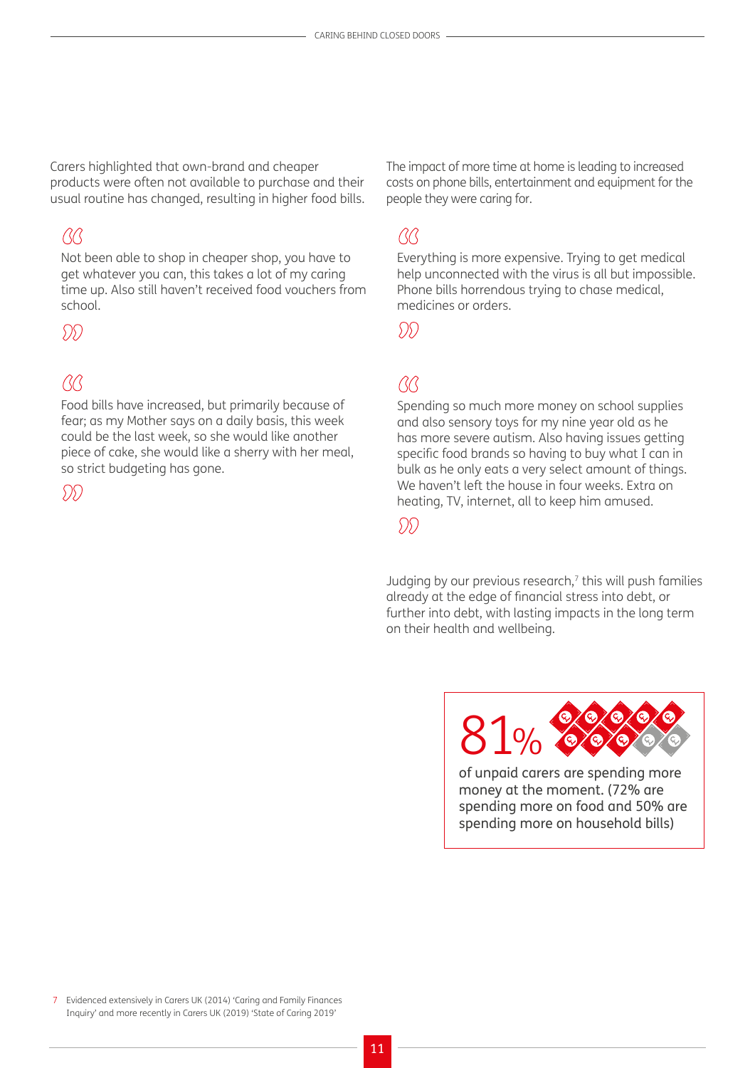Carers highlighted that own-brand and cheaper products were often not available to purchase and their usual routine has changed, resulting in higher food bills.

> Not been able to shop in cheaper shop, you have to get whatever you can, this takes a lot of my caring time up. Also still haven't received food vouchers from school.

> Food bills have increased, but primarily because of fear; as my Mother says on a daily basis, this week could be the last week, so she would like another piece of cake, she would like a sherry with her meal, so strict budgeting has gone.

The impact of more time at home is leading to increased costs on phone bills, entertainment and equipment for the people they were caring for.

> Everything is more expensive. Trying to get medical help unconnected with the virus is all but impossible. Phone bills horrendous trying to chase medical, medicines or orders.

> Spending so much more money on school supplies and also sensory toys for my nine year old as he has more severe autism. Also having issues getting specific food brands so having to buy what I can in bulk as he only eats a very select amount of things. We haven't left the house in four weeks. Extra on heating, TV, internet, all to keep him amused.

Judging by our previous research,[7] this will push families already at the edge of financial stress into debt, or further into debt, with lasting impacts in the long term on their health and wellbeing.

**81%** of unpaid carers are spending more money at the moment. (72% are spending more on food and 50% are spending more on household bills)

[7] Evidenced extensively in Carers UK (2014) 'Caring and Family Finances Inquiry' and more recently in Carers UK (2019) 'State of Caring 2019'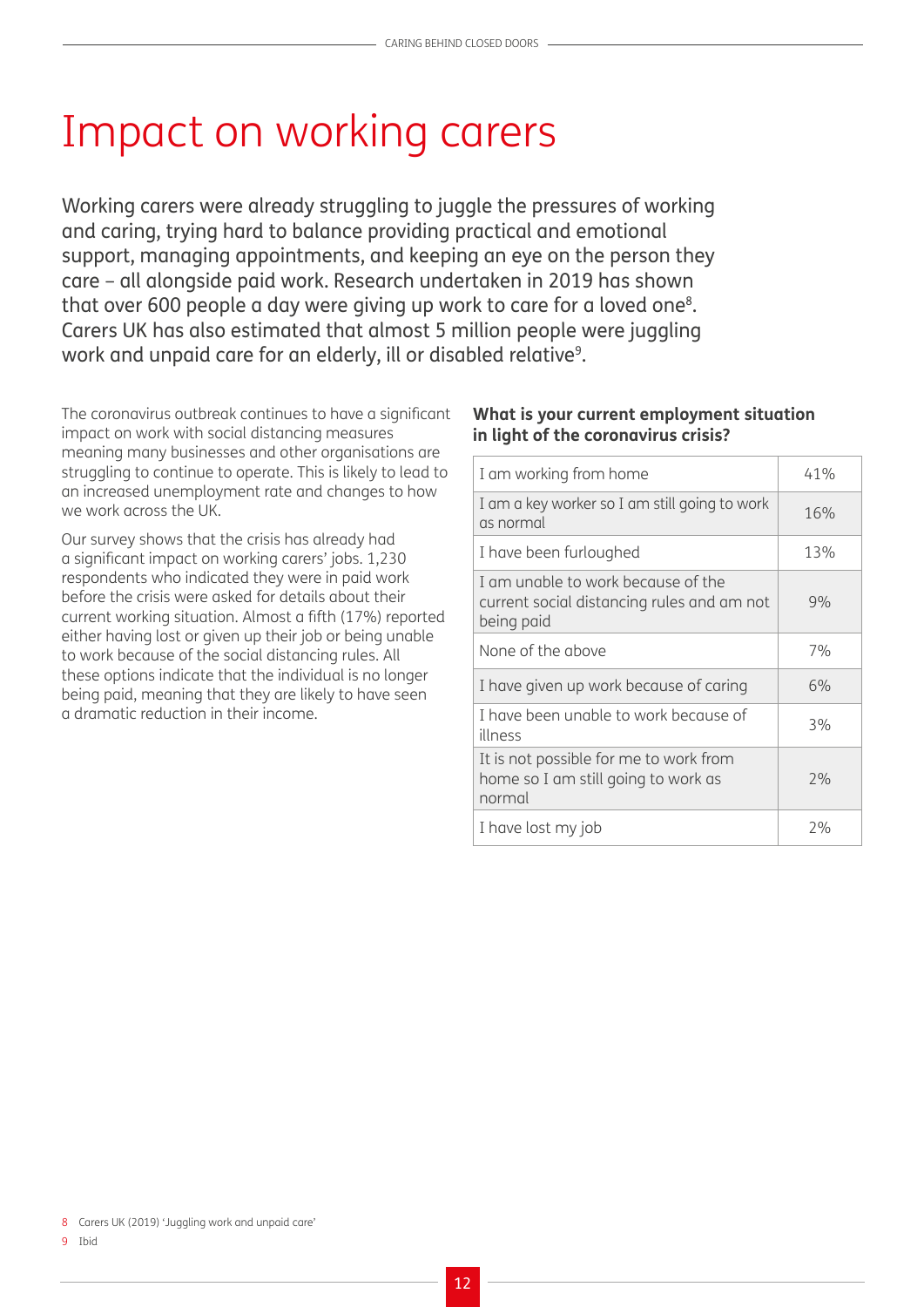# Impact on working carers

Working carers were already struggling to juggle the pressures of working and caring, trying hard to balance providing practical and emotional support, managing appointments, and keeping an eye on the person they care – all alongside paid work. Research undertaken in 2019 has shown that over 600 people a day were giving up work to care for a loved one[8]. Carers UK has also estimated that almost 5 million people were juggling work and unpaid care for an elderly, ill or disabled relative[9].

The coronavirus outbreak continues to have a significant impact on work with social distancing measures meaning many businesses and other organisations are struggling to continue to operate. This is likely to lead to an increased unemployment rate and changes to how we work across the UK.

Our survey shows that the crisis has already had a significant impact on working carers' jobs. 1,230 respondents who indicated they were in paid work before the crisis were asked for details about their current working situation. Almost a fifth (17%) reported either having lost or given up their job or being unable to work because of the social distancing rules. All these options indicate that the individual is no longer being paid, meaning that they are likely to have seen a dramatic reduction in their income.

**What is your current employment situation in light of the coronavirus crisis?**

| Response | % |
|---|---|
| I am working from home | 41% |
| I am a key worker so I am still going to work as normal | 16% |
| I have been furloughed | 13% |
| I am unable to work because of the current social distancing rules and am not being paid | 9% |
| None of the above | 7% |
| I have given up work because of caring | 6% |
| I have been unable to work because of illness | 3% |
| It is not possible for me to work from home so I am still going to work as normal | 2% |
| I have lost my job | 2% |

8 Carers UK (2019) 'Juggling work and unpaid care'

9 Ibid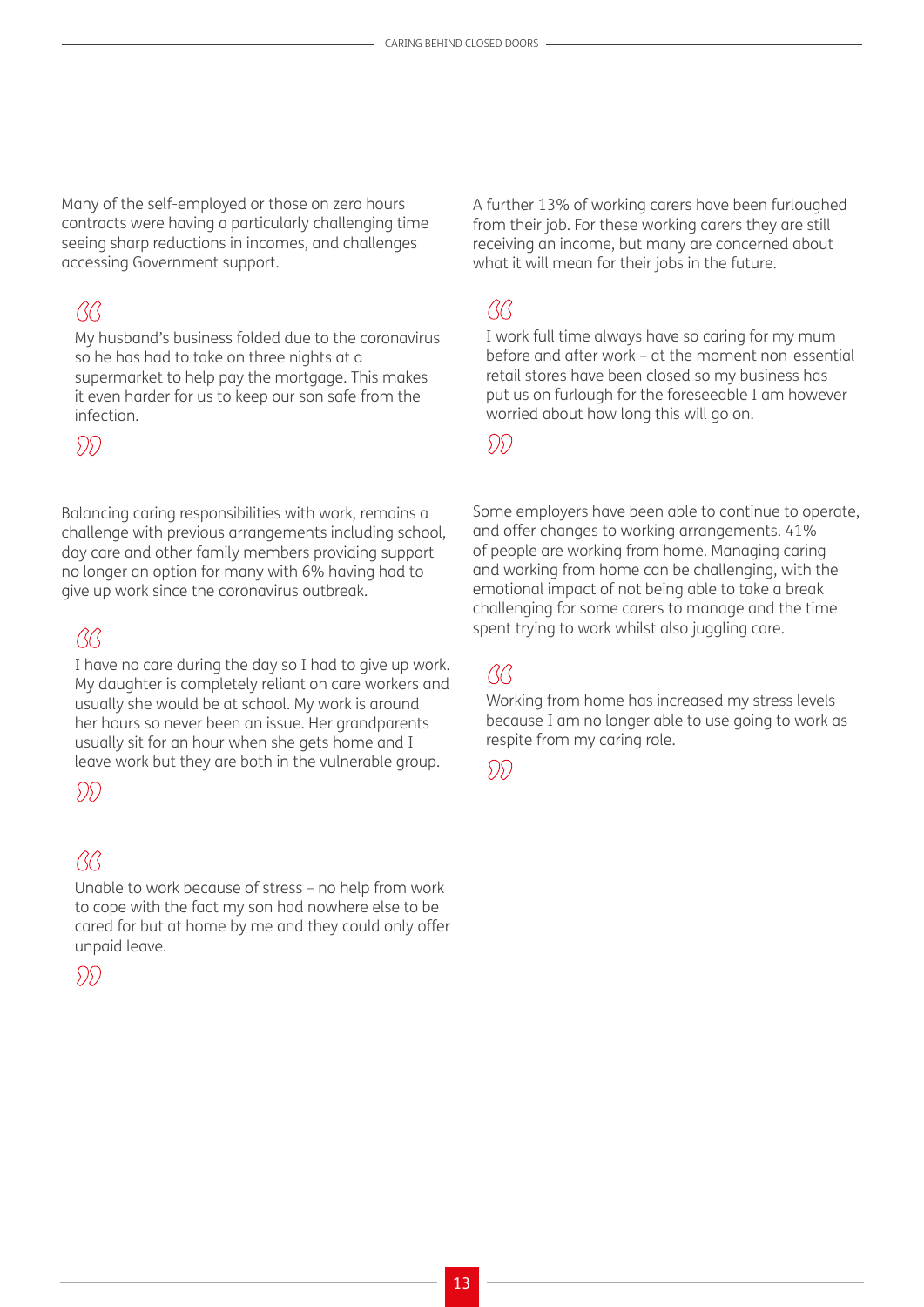Many of the self-employed or those on zero hours contracts were having a particularly challenging time seeing sharp reductions in incomes, and challenges accessing Government support.

> My husband's business folded due to the coronavirus so he has had to take on three nights at a supermarket to help pay the mortgage. This makes it even harder for us to keep our son safe from the infection.

Balancing caring responsibilities with work, remains a challenge with previous arrangements including school, day care and other family members providing support no longer an option for many with 6% having had to give up work since the coronavirus outbreak.

> I have no care during the day so I had to give up work. My daughter is completely reliant on care workers and usually she would be at school. My work is around her hours so never been an issue. Her grandparents usually sit for an hour when she gets home and I leave work but they are both in the vulnerable group.

> Unable to work because of stress – no help from work to cope with the fact my son had nowhere else to be cared for but at home by me and they could only offer unpaid leave.

A further 13% of working carers have been furloughed from their job. For these working carers they are still receiving an income, but many are concerned about what it will mean for their jobs in the future.

> I work full time always have so caring for my mum before and after work – at the moment non-essential retail stores have been closed so my business has put us on furlough for the foreseeable I am however worried about how long this will go on.

Some employers have been able to continue to operate, and offer changes to working arrangements. 41% of people are working from home. Managing caring and working from home can be challenging, with the emotional impact of not being able to take a break challenging for some carers to manage and the time spent trying to work whilst also juggling care.

> Working from home has increased my stress levels because I am no longer able to use going to work as respite from my caring role.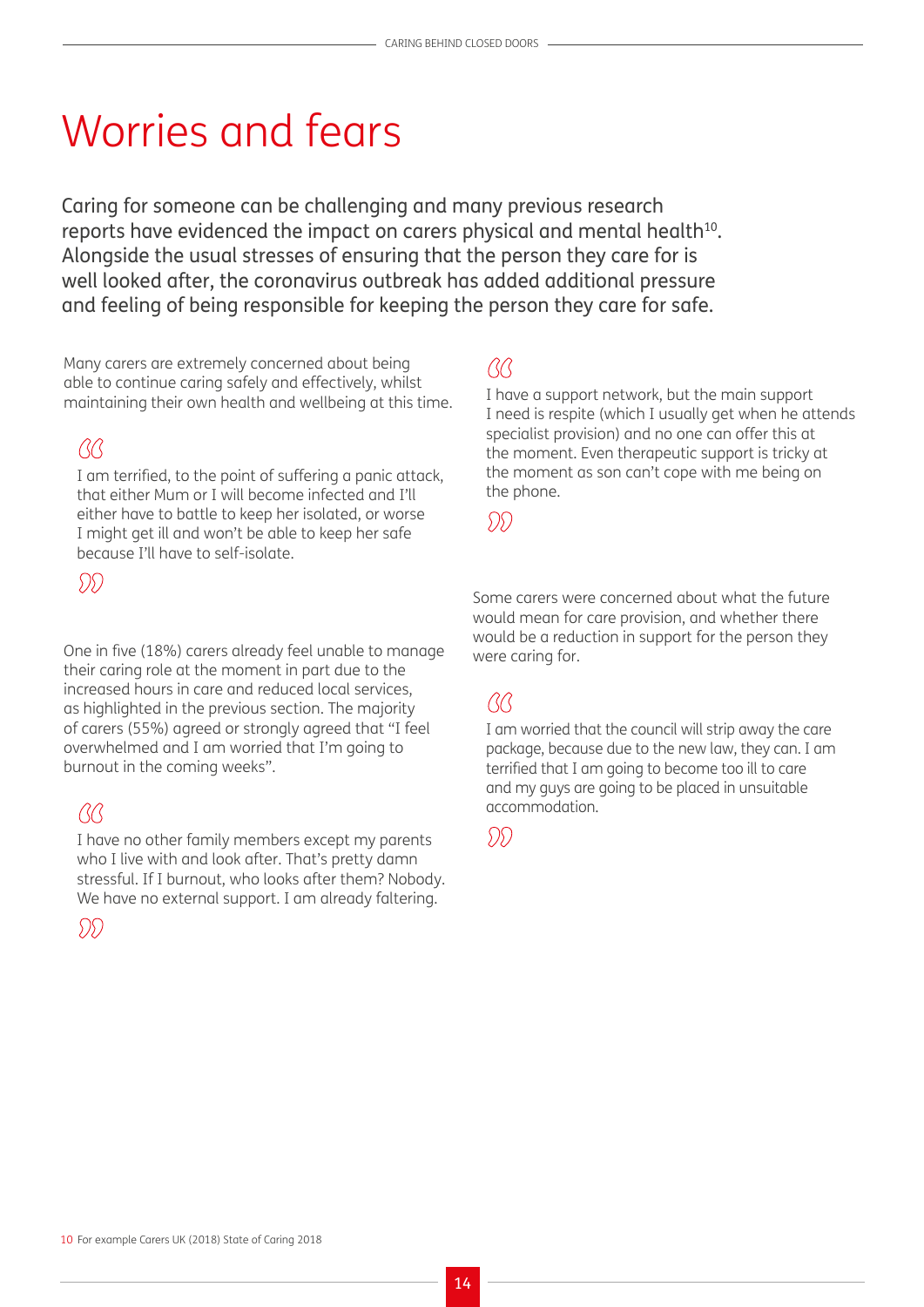# Worries and fears

Caring for someone can be challenging and many previous research reports have evidenced the impact on carers physical and mental health[10]. Alongside the usual stresses of ensuring that the person they care for is well looked after, the coronavirus outbreak has added additional pressure and feeling of being responsible for keeping the person they care for safe.

Many carers are extremely concerned about being able to continue caring safely and effectively, whilst maintaining their own health and wellbeing at this time.

> I am terrified, to the point of suffering a panic attack, that either Mum or I will become infected and I'll either have to battle to keep her isolated, or worse I might get ill and won't be able to keep her safe because I'll have to self-isolate.

One in five (18%) carers already feel unable to manage their caring role at the moment in part due to the increased hours in care and reduced local services, as highlighted in the previous section. The majority of carers (55%) agreed or strongly agreed that "I feel overwhelmed and I am worried that I'm going to burnout in the coming weeks".

> I have no other family members except my parents who I live with and look after. That's pretty damn stressful. If I burnout, who looks after them? Nobody. We have no external support. I am already faltering.

> I have a support network, but the main support I need is respite (which I usually get when he attends specialist provision) and no one can offer this at the moment. Even therapeutic support is tricky at the moment as son can't cope with me being on the phone.

Some carers were concerned about what the future would mean for care provision, and whether there would be a reduction in support for the person they were caring for.

> I am worried that the council will strip away the care package, because due to the new law, they can. I am terrified that I am going to become too ill to care and my guys are going to be placed in unsuitable accommodation.

10 For example Carers UK (2018) State of Caring 2018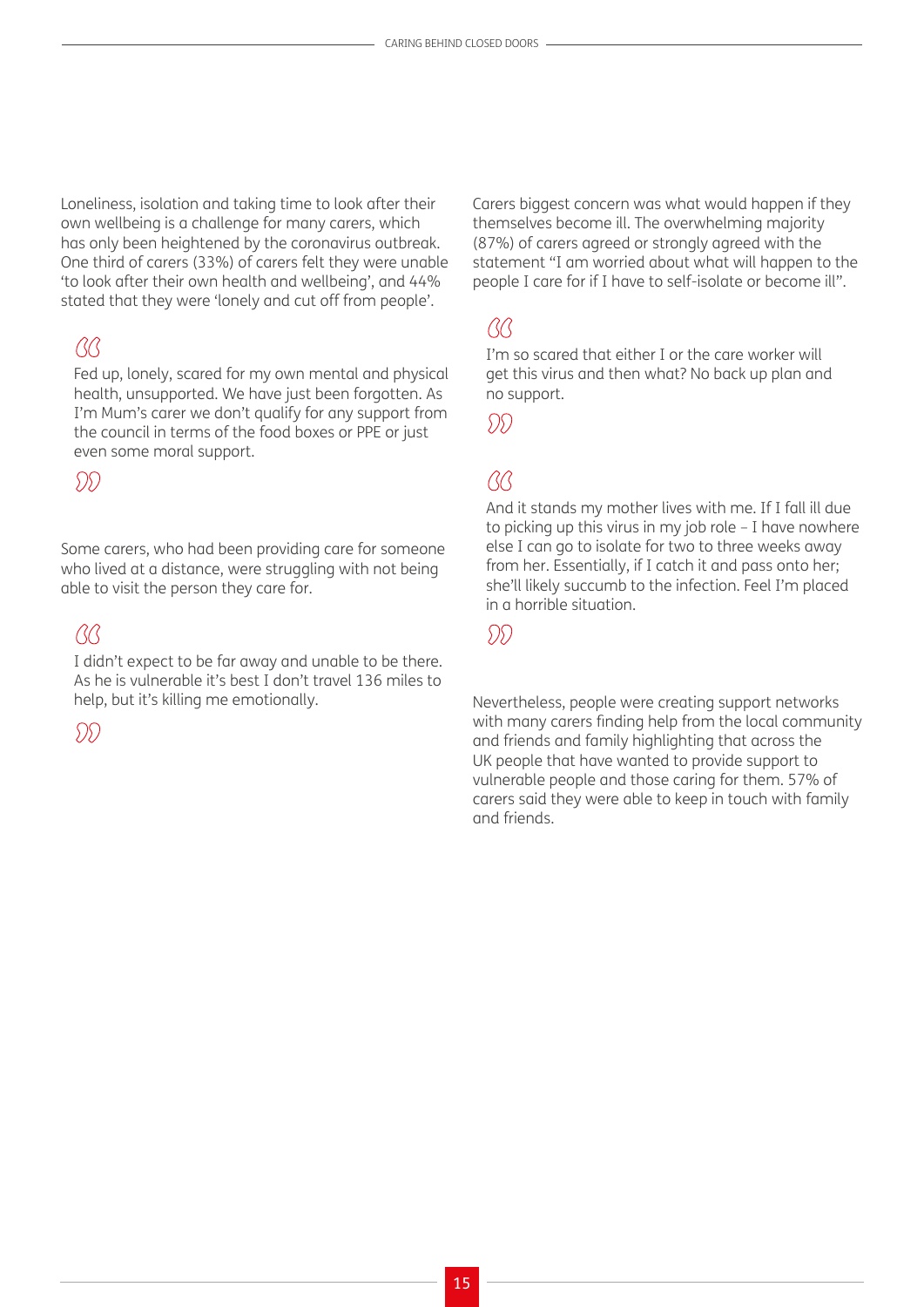Loneliness, isolation and taking time to look after their own wellbeing is a challenge for many carers, which has only been heightened by the coronavirus outbreak. One third of carers (33%) of carers felt they were unable 'to look after their own health and wellbeing', and 44% stated that they were 'lonely and cut off from people'.

> Fed up, lonely, scared for my own mental and physical health, unsupported. We have just been forgotten. As I'm Mum's carer we don't qualify for any support from the council in terms of the food boxes or PPE or just even some moral support.

Some carers, who had been providing care for someone who lived at a distance, were struggling with not being able to visit the person they care for.

> I didn't expect to be far away and unable to be there. As he is vulnerable it's best I don't travel 136 miles to help, but it's killing me emotionally.

Carers biggest concern was what would happen if they themselves become ill. The overwhelming majority (87%) of carers agreed or strongly agreed with the statement "I am worried about what will happen to the people I care for if I have to self-isolate or become ill".

> I'm so scared that either I or the care worker will get this virus and then what? No back up plan and no support.

> And it stands my mother lives with me. If I fall ill due to picking up this virus in my job role – I have nowhere else I can go to isolate for two to three weeks away from her. Essentially, if I catch it and pass onto her; she'll likely succumb to the infection. Feel I'm placed in a horrible situation.

Nevertheless, people were creating support networks with many carers finding help from the local community and friends and family highlighting that across the UK people that have wanted to provide support to vulnerable people and those caring for them. 57% of carers said they were able to keep in touch with family and friends.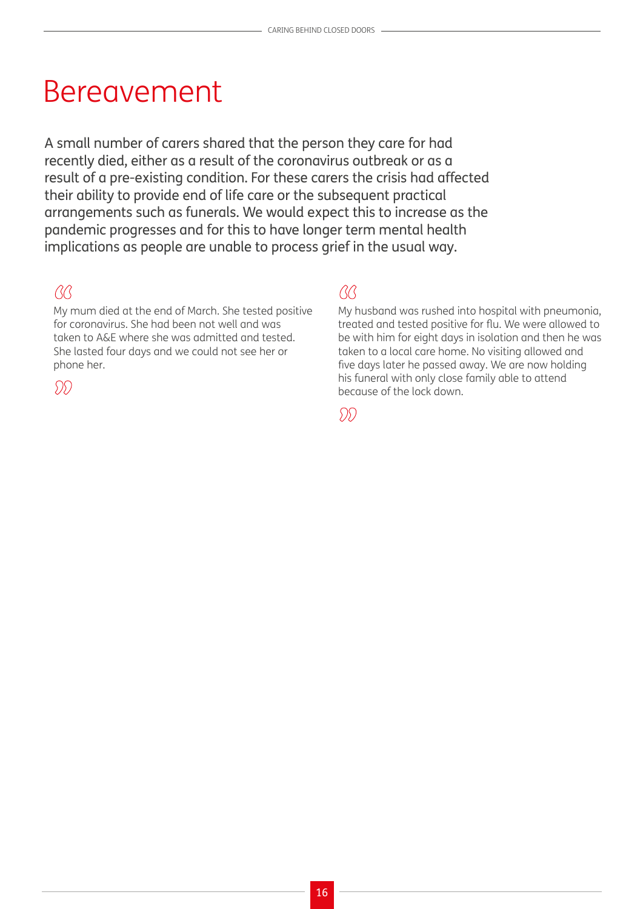# Bereavement

A small number of carers shared that the person they care for had recently died, either as a result of the coronavirus outbreak or as a result of a pre-existing condition. For these carers the crisis had affected their ability to provide end of life care or the subsequent practical arrangements such as funerals. We would expect this to increase as the pandemic progresses and for this to have longer term mental health implications as people are unable to process grief in the usual way.

> My mum died at the end of March. She tested positive for coronavirus. She had been not well and was taken to A&E where she was admitted and tested. She lasted four days and we could not see her or phone her.

> My husband was rushed into hospital with pneumonia, treated and tested positive for flu. We were allowed to be with him for eight days in isolation and then he was taken to a local care home. No visiting allowed and five days later he passed away. We are now holding his funeral with only close family able to attend because of the lock down.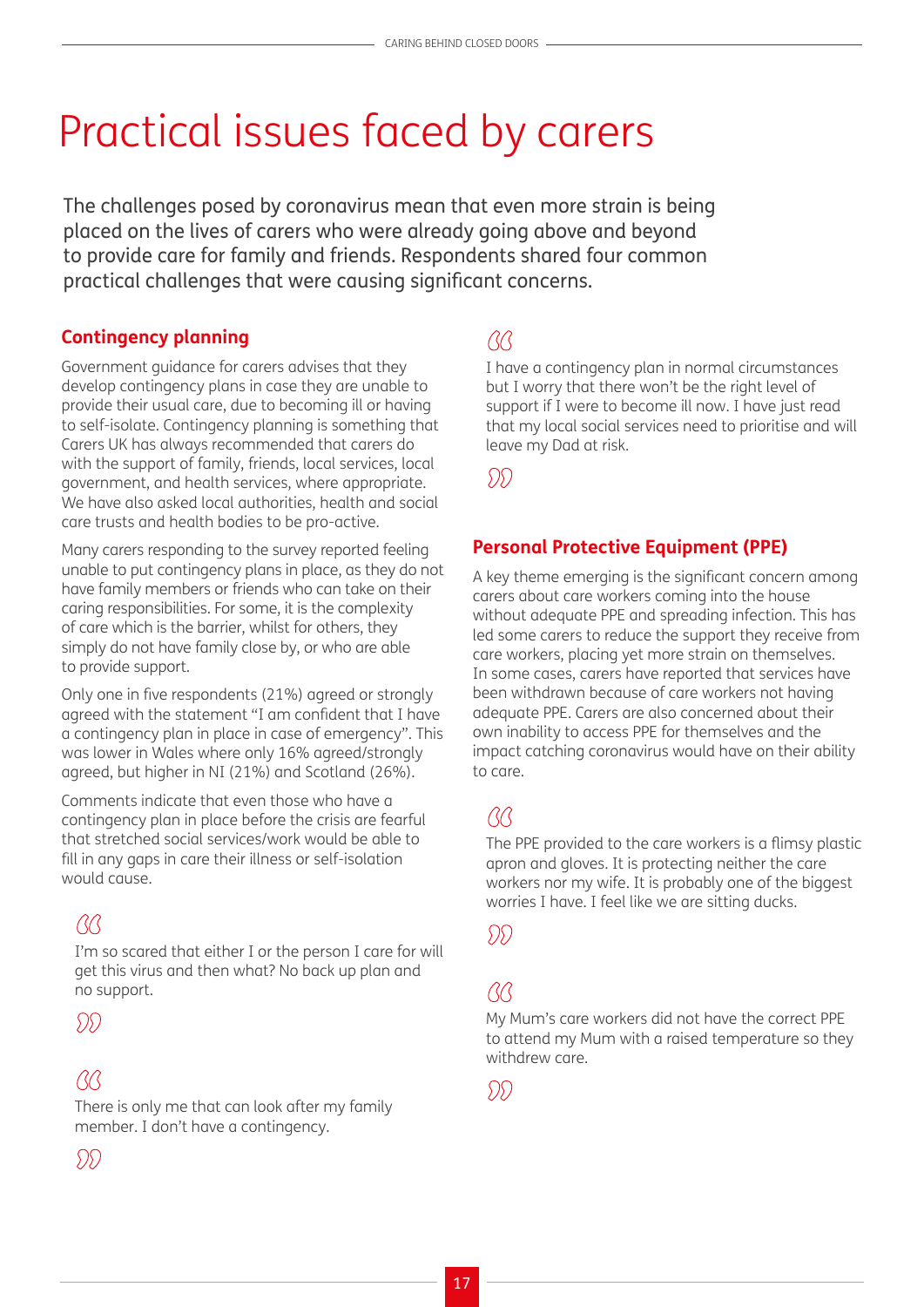# Practical issues faced by carers

The challenges posed by coronavirus mean that even more strain is being placed on the lives of carers who were already going above and beyond to provide care for family and friends. Respondents shared four common practical challenges that were causing significant concerns.

## Contingency planning

Government guidance for carers advises that they develop contingency plans in case they are unable to provide their usual care, due to becoming ill or having to self-isolate. Contingency planning is something that Carers UK has always recommended that carers do with the support of family, friends, local services, local government, and health services, where appropriate. We have also asked local authorities, health and social care trusts and health bodies to be pro-active.

Many carers responding to the survey reported feeling unable to put contingency plans in place, as they do not have family members or friends who can take on their caring responsibilities. For some, it is the complexity of care which is the barrier, whilst for others, they simply do not have family close by, or who are able to provide support.

Only one in five respondents (21%) agreed or strongly agreed with the statement "I am confident that I have a contingency plan in place in case of emergency". This was lower in Wales where only 16% agreed/strongly agreed, but higher in NI (21%) and Scotland (26%).

Comments indicate that even those who have a contingency plan in place before the crisis are fearful that stretched social services/work would be able to fill in any gaps in care their illness or self-isolation would cause.

> I'm so scared that either I or the person I care for will get this virus and then what? No back up plan and no support.

> There is only me that can look after my family member. I don't have a contingency.

> I have a contingency plan in normal circumstances but I worry that there won't be the right level of support if I were to become ill now. I have just read that my local social services need to prioritise and will leave my Dad at risk.

## Personal Protective Equipment (PPE)

A key theme emerging is the significant concern among carers about care workers coming into the house without adequate PPE and spreading infection. This has led some carers to reduce the support they receive from care workers, placing yet more strain on themselves. In some cases, carers have reported that services have been withdrawn because of care workers not having adequate PPE. Carers are also concerned about their own inability to access PPE for themselves and the impact catching coronavirus would have on their ability to care.

> The PPE provided to the care workers is a flimsy plastic apron and gloves. It is protecting neither the care workers nor my wife. It is probably one of the biggest worries I have. I feel like we are sitting ducks.

> My Mum's care workers did not have the correct PPE to attend my Mum with a raised temperature so they withdrew care.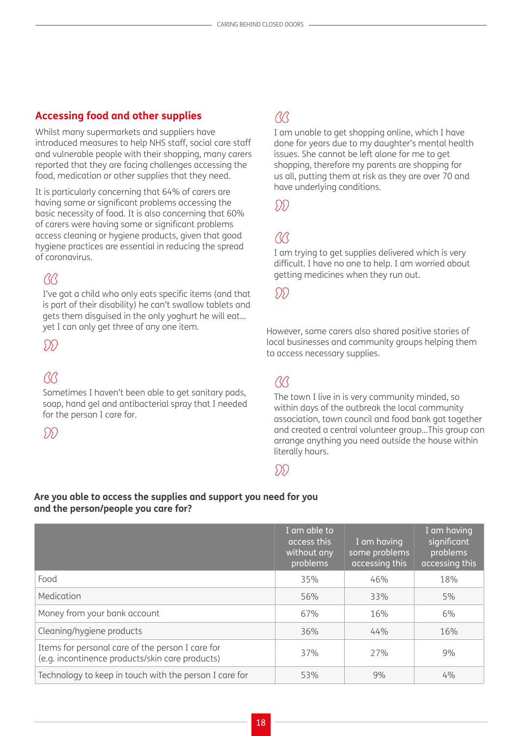## Accessing food and other supplies

Whilst many supermarkets and suppliers have introduced measures to help NHS staff, social care staff and vulnerable people with their shopping, many carers reported that they are facing challenges accessing the food, medication or other supplies that they need.

It is particularly concerning that 64% of carers are having some or significant problems accessing the basic necessity of food. It is also concerning that 60% of carers were having some or significant problems access cleaning or hygiene products, given that good hygiene practices are essential in reducing the spread of coronavirus.

> I've got a child who only eats specific items (and that is part of their disability) he can't swallow tablets and gets them disguised in the only yoghurt he will eat... yet I can only get three of any one item.

> Sometimes I haven't been able to get sanitary pads, soap, hand gel and antibacterial spray that I needed for the person I care for.

> I am unable to get shopping online, which I have done for years due to my daughter's mental health issues. She cannot be left alone for me to get shopping, therefore my parents are shopping for us all, putting them at risk as they are over 70 and have underlying conditions.

> I am trying to get supplies delivered which is very difficult. I have no one to help. I am worried about getting medicines when they run out.

However, some carers also shared positive stories of local businesses and community groups helping them to access necessary supplies.

> The town I live in is very community minded, so within days of the outbreak the local community association, town council and food bank got together and created a central volunteer group...This group can arrange anything you need outside the house within literally hours.

**Are you able to access the supplies and support you need for you and the person/people you care for?**

| | I am able to access this without any problems | I am having some problems accessing this | I am having significant problems accessing this |
|---|---|---|---|
| Food | 35% | 46% | 18% |
| Medication | 56% | 33% | 5% |
| Money from your bank account | 67% | 16% | 6% |
| Cleaning/hygiene products | 36% | 44% | 16% |
| Items for personal care of the person I care for (e.g. incontinence products/skin care products) | 37% | 27% | 9% |
| Technology to keep in touch with the person I care for | 53% | 9% | 4% |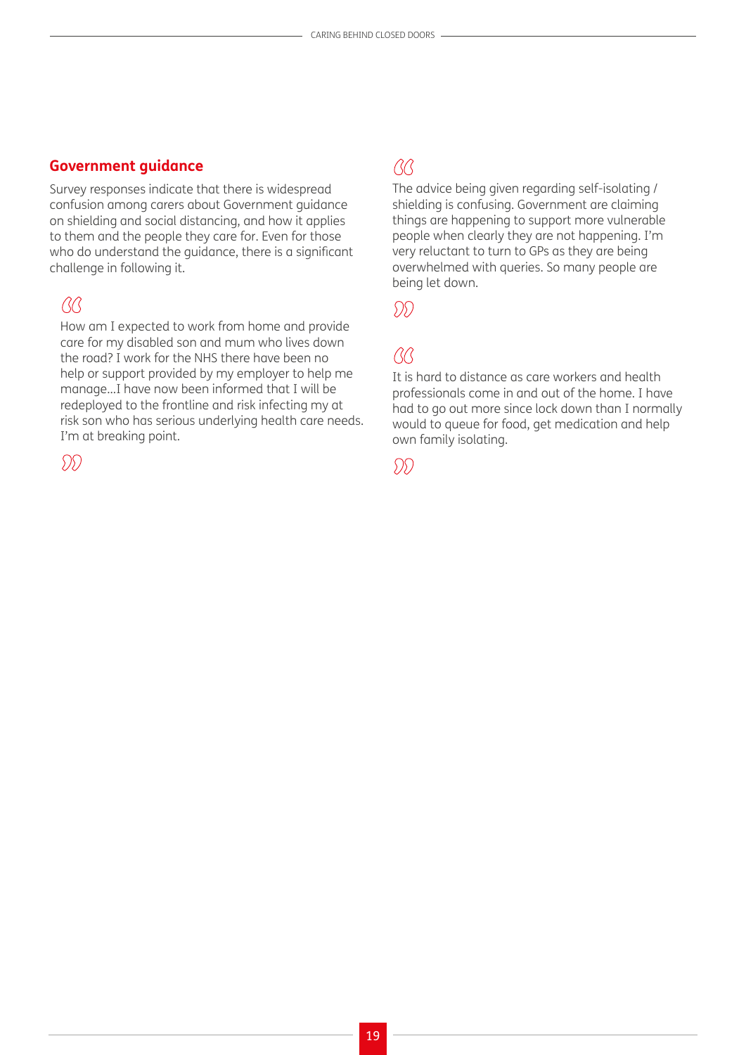## Government guidance

Survey responses indicate that there is widespread confusion among carers about Government guidance on shielding and social distancing, and how it applies to them and the people they care for. Even for those who do understand the guidance, there is a significant challenge in following it.

> How am I expected to work from home and provide care for my disabled son and mum who lives down the road? I work for the NHS there have been no help or support provided by my employer to help me manage…I have now been informed that I will be redeployed to the frontline and risk infecting my at risk son who has serious underlying health care needs. I'm at breaking point.

> The advice being given regarding self-isolating / shielding is confusing. Government are claiming things are happening to support more vulnerable people when clearly they are not happening. I'm very reluctant to turn to GPs as they are being overwhelmed with queries. So many people are being let down.

> It is hard to distance as care workers and health professionals come in and out of the home. I have had to go out more since lock down than I normally would to queue for food, get medication and help own family isolating.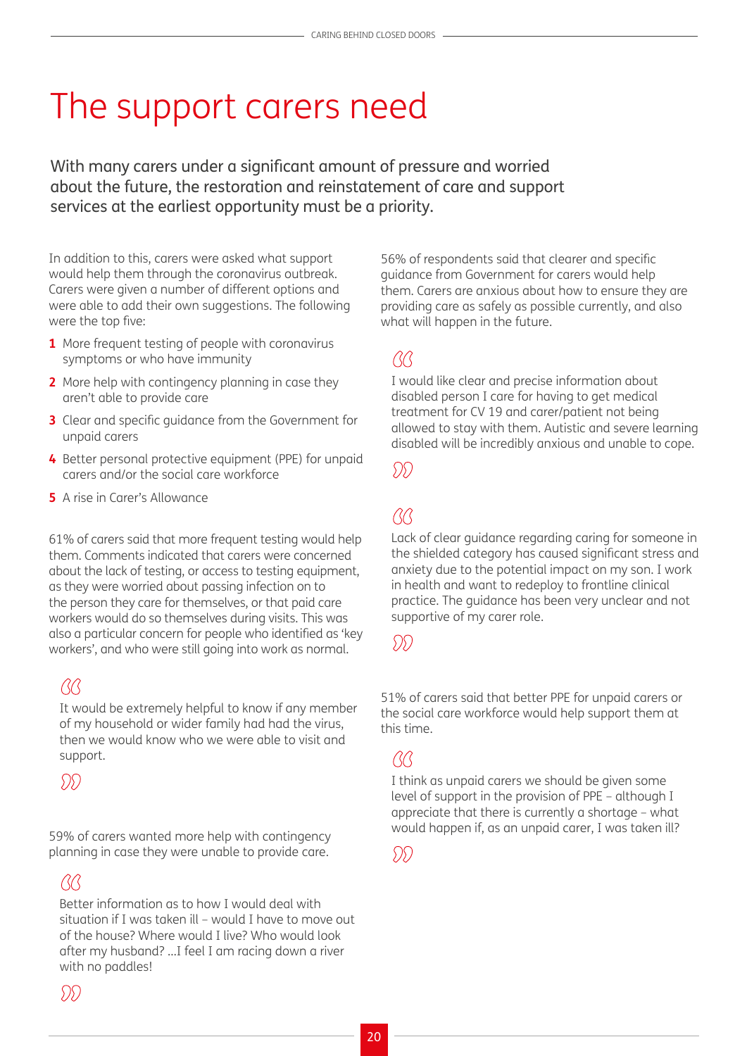# The support carers need

With many carers under a significant amount of pressure and worried about the future, the restoration and reinstatement of care and support services at the earliest opportunity must be a priority.

In addition to this, carers were asked what support would help them through the coronavirus outbreak. Carers were given a number of different options and were able to add their own suggestions. The following were the top five:

1. More frequent testing of people with coronavirus symptoms or who have immunity
2. More help with contingency planning in case they aren't able to provide care
3. Clear and specific guidance from the Government for unpaid carers
4. Better personal protective equipment (PPE) for unpaid carers and/or the social care workforce
5. A rise in Carer's Allowance

61% of carers said that more frequent testing would help them. Comments indicated that carers were concerned about the lack of testing, or access to testing equipment, as they were worried about passing infection on to the person they care for themselves, or that paid care workers would do so themselves during visits. This was also a particular concern for people who identified as 'key workers', and who were still going into work as normal.

> It would be extremely helpful to know if any member of my household or wider family had had the virus, then we would know who we were able to visit and support.

59% of carers wanted more help with contingency planning in case they were unable to provide care.

> Better information as to how I would deal with situation if I was taken ill – would I have to move out of the house? Where would I live? Who would look after my husband? ...I feel I am racing down a river with no paddles!

56% of respondents said that clearer and specific guidance from Government for carers would help them. Carers are anxious about how to ensure they are providing care as safely as possible currently, and also what will happen in the future.

> I would like clear and precise information about disabled person I care for having to get medical treatment for CV 19 and carer/patient not being allowed to stay with them. Autistic and severe learning disabled will be incredibly anxious and unable to cope.

> Lack of clear guidance regarding caring for someone in the shielded category has caused significant stress and anxiety due to the potential impact on my son. I work in health and want to redeploy to frontline clinical practice. The guidance has been very unclear and not supportive of my carer role.

51% of carers said that better PPE for unpaid carers or the social care workforce would help support them at this time.

> I think as unpaid carers we should be given some level of support in the provision of PPE – although I appreciate that there is currently a shortage – what would happen if, as an unpaid carer, I was taken ill?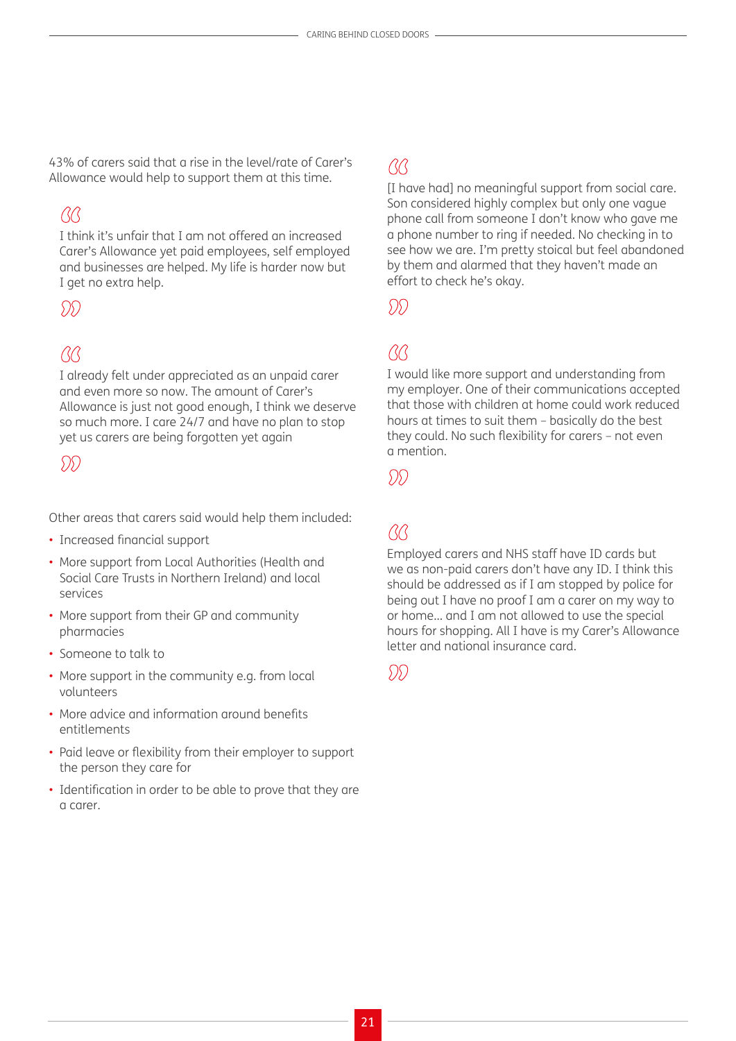43% of carers said that a rise in the level/rate of Carer's Allowance would help to support them at this time.

> I think it's unfair that I am not offered an increased Carer's Allowance yet paid employees, self employed and businesses are helped. My life is harder now but I get no extra help.

> I already felt under appreciated as an unpaid carer and even more so now. The amount of Carer's Allowance is just not good enough, I think we deserve so much more. I care 24/7 and have no plan to stop yet us carers are being forgotten yet again

Other areas that carers said would help them included:

- Increased financial support
- More support from Local Authorities (Health and Social Care Trusts in Northern Ireland) and local services
- More support from their GP and community pharmacies
- Someone to talk to
- More support in the community e.g. from local volunteers
- More advice and information around benefits entitlements
- Paid leave or flexibility from their employer to support the person they care for
- Identification in order to be able to prove that they are a carer.

> [I have had] no meaningful support from social care. Son considered highly complex but only one vague phone call from someone I don't know who gave me a phone number to ring if needed. No checking in to see how we are. I'm pretty stoical but feel abandoned by them and alarmed that they haven't made an effort to check he's okay.

> I would like more support and understanding from my employer. One of their communications accepted that those with children at home could work reduced hours at times to suit them – basically do the best they could. No such flexibility for carers – not even a mention.

> Employed carers and NHS staff have ID cards but we as non-paid carers don't have any ID. I think this should be addressed as if I am stopped by police for being out I have no proof I am a carer on my way to or home... and I am not allowed to use the special hours for shopping. All I have is my Carer's Allowance letter and national insurance card.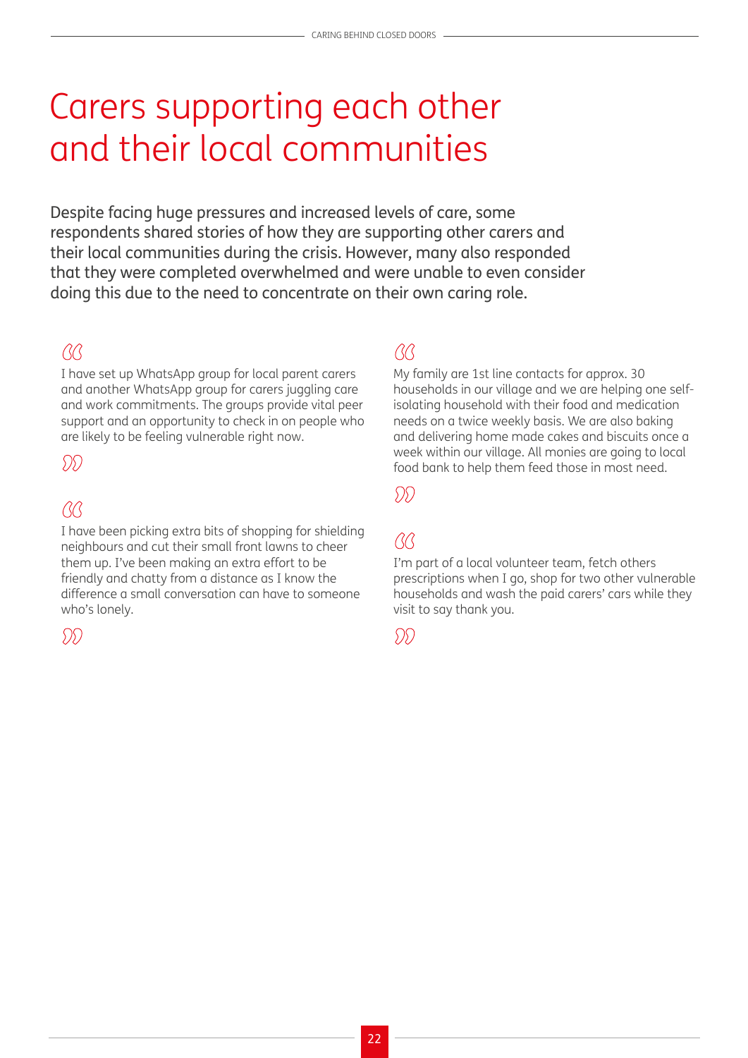# Carers supporting each other and their local communities

Despite facing huge pressures and increased levels of care, some respondents shared stories of how they are supporting other carers and their local communities during the crisis. However, many also responded that they were completed overwhelmed and were unable to even consider doing this due to the need to concentrate on their own caring role.

> I have set up WhatsApp group for local parent carers and another WhatsApp group for carers juggling care and work commitments. The groups provide vital peer support and an opportunity to check in on people who are likely to be feeling vulnerable right now.

> I have been picking extra bits of shopping for shielding neighbours and cut their small front lawns to cheer them up. I've been making an extra effort to be friendly and chatty from a distance as I know the difference a small conversation can have to someone who's lonely.

> My family are 1st line contacts for approx. 30 households in our village and we are helping one self-isolating household with their food and medication needs on a twice weekly basis. We are also baking and delivering home made cakes and biscuits once a week within our village. All monies are going to local food bank to help them feed those in most need.

> I'm part of a local volunteer team, fetch others prescriptions when I go, shop for two other vulnerable households and wash the paid carers' cars while they visit to say thank you.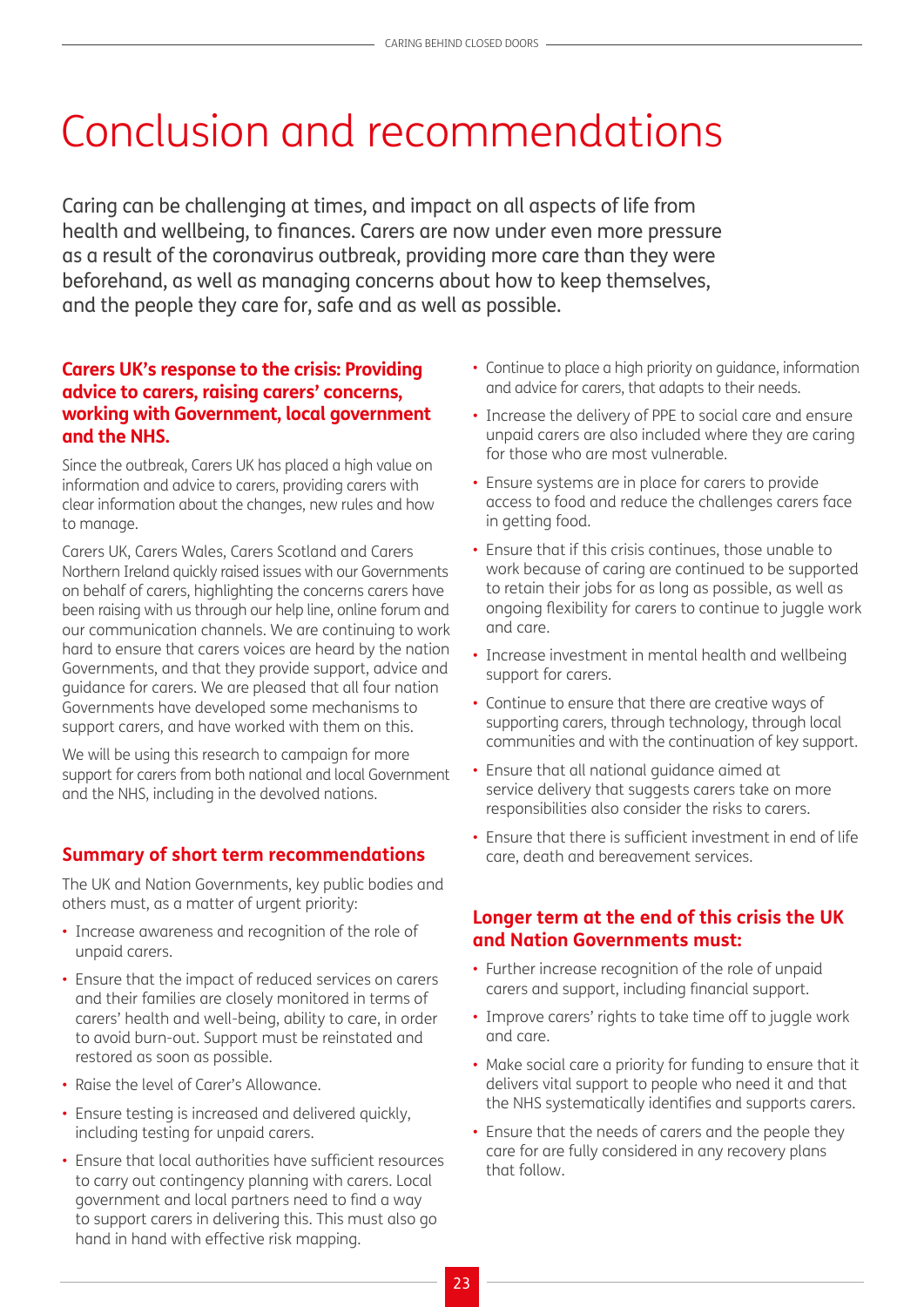# Conclusion and recommendations

Caring can be challenging at times, and impact on all aspects of life from health and wellbeing, to finances. Carers are now under even more pressure as a result of the coronavirus outbreak, providing more care than they were beforehand, as well as managing concerns about how to keep themselves, and the people they care for, safe and as well as possible.

### Carers UK's response to the crisis: Providing advice to carers, raising carers' concerns, working with Government, local government and the NHS.

Since the outbreak, Carers UK has placed a high value on information and advice to carers, providing carers with clear information about the changes, new rules and how to manage.

Carers UK, Carers Wales, Carers Scotland and Carers Northern Ireland quickly raised issues with our Governments on behalf of carers, highlighting the concerns carers have been raising with us through our help line, online forum and our communication channels. We are continuing to work hard to ensure that carers voices are heard by the nation Governments, and that they provide support, advice and guidance for carers. We are pleased that all four nation Governments have developed some mechanisms to support carers, and have worked with them on this.

We will be using this research to campaign for more support for carers from both national and local Government and the NHS, including in the devolved nations.

### Summary of short term recommendations

The UK and Nation Governments, key public bodies and others must, as a matter of urgent priority:

- Increase awareness and recognition of the role of unpaid carers.
- Ensure that the impact of reduced services on carers and their families are closely monitored in terms of carers' health and well-being, ability to care, in order to avoid burn-out. Support must be reinstated and restored as soon as possible.
- Raise the level of Carer's Allowance.
- Ensure testing is increased and delivered quickly, including testing for unpaid carers.
- Ensure that local authorities have sufficient resources to carry out contingency planning with carers. Local government and local partners need to find a way to support carers in delivering this. This must also go hand in hand with effective risk mapping.
- Continue to place a high priority on guidance, information and advice for carers, that adapts to their needs.
- Increase the delivery of PPE to social care and ensure unpaid carers are also included where they are caring for those who are most vulnerable.
- Ensure systems are in place for carers to provide access to food and reduce the challenges carers face in getting food.
- Ensure that if this crisis continues, those unable to work because of caring are continued to be supported to retain their jobs for as long as possible, as well as ongoing flexibility for carers to continue to juggle work and care.
- Increase investment in mental health and wellbeing support for carers.
- Continue to ensure that there are creative ways of supporting carers, through technology, through local communities and with the continuation of key support.
- Ensure that all national guidance aimed at service delivery that suggests carers take on more responsibilities also consider the risks to carers.
- Ensure that there is sufficient investment in end of life care, death and bereavement services.

### Longer term at the end of this crisis the UK and Nation Governments must:

- Further increase recognition of the role of unpaid carers and support, including financial support.
- Improve carers' rights to take time off to juggle work and care.
- Make social care a priority for funding to ensure that it delivers vital support to people who need it and that the NHS systematically identifies and supports carers.
- Ensure that the needs of carers and the people they care for are fully considered in any recovery plans that follow.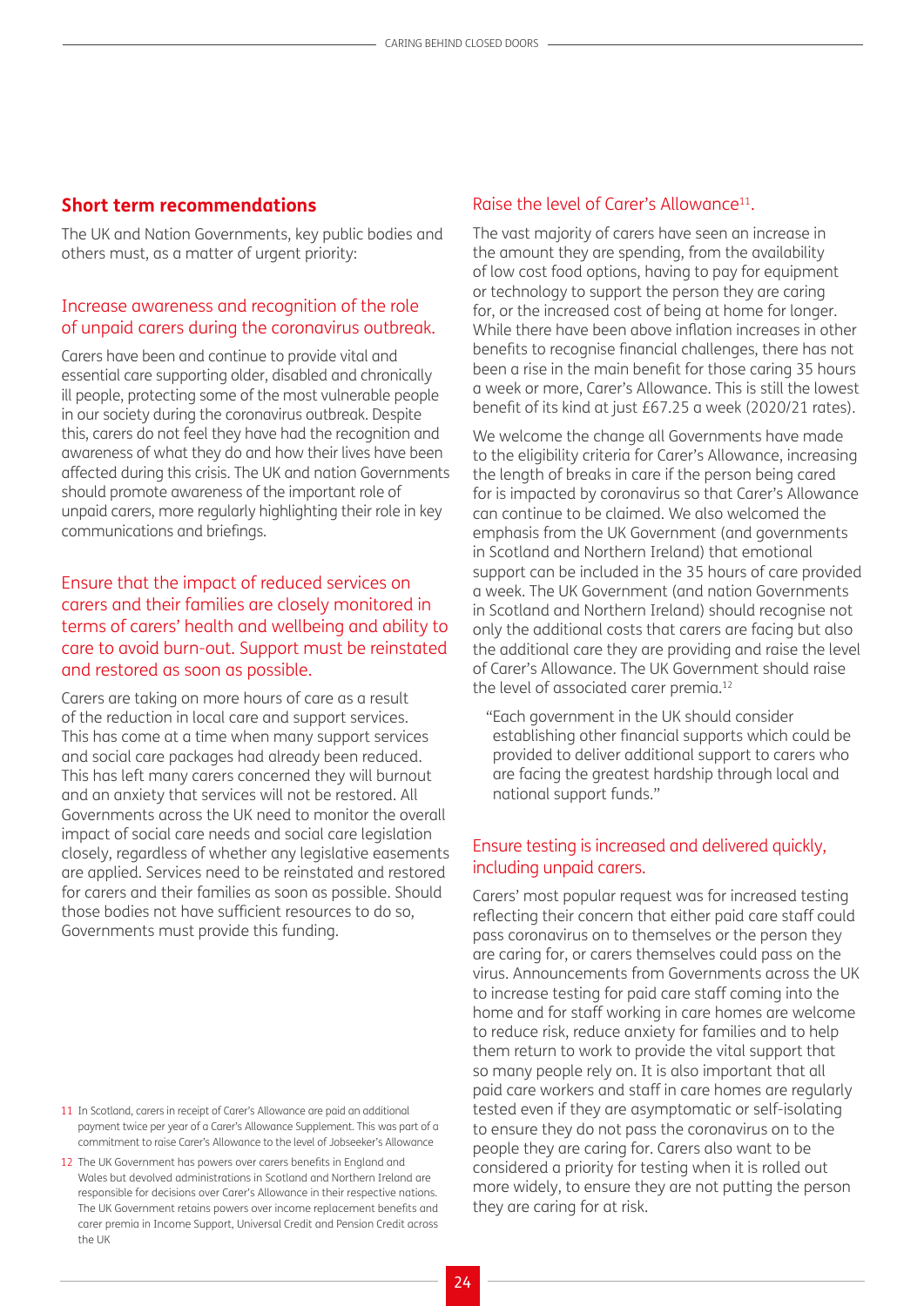## Short term recommendations

The UK and Nation Governments, key public bodies and others must, as a matter of urgent priority:

### Increase awareness and recognition of the role of unpaid carers during the coronavirus outbreak.

Carers have been and continue to provide vital and essential care supporting older, disabled and chronically ill people, protecting some of the most vulnerable people in our society during the coronavirus outbreak. Despite this, carers do not feel they have had the recognition and awareness of what they do and how their lives have been affected during this crisis. The UK and nation Governments should promote awareness of the important role of unpaid carers, more regularly highlighting their role in key communications and briefings.

### Ensure that the impact of reduced services on carers and their families are closely monitored in terms of carers' health and wellbeing and ability to care to avoid burn-out. Support must be reinstated and restored as soon as possible.

Carers are taking on more hours of care as a result of the reduction in local care and support services. This has come at a time when many support services and social care packages had already been reduced. This has left many carers concerned they will burnout and an anxiety that services will not be restored. All Governments across the UK need to monitor the overall impact of social care needs and social care legislation closely, regardless of whether any legislative easements are applied. Services need to be reinstated and restored for carers and their families as soon as possible. Should those bodies not have sufficient resources to do so, Governments must provide this funding.

### Raise the level of Carer's Allowance[11].

The vast majority of carers have seen an increase in the amount they are spending, from the availability of low cost food options, having to pay for equipment or technology to support the person they are caring for, or the increased cost of being at home for longer. While there have been above inflation increases in other benefits to recognise financial challenges, there has not been a rise in the main benefit for those caring 35 hours a week or more, Carer's Allowance. This is still the lowest benefit of its kind at just £67.25 a week (2020/21 rates).

We welcome the change all Governments have made to the eligibility criteria for Carer's Allowance, increasing the length of breaks in care if the person being cared for is impacted by coronavirus so that Carer's Allowance can continue to be claimed. We also welcomed the emphasis from the UK Government (and governments in Scotland and Northern Ireland) that emotional support can be included in the 35 hours of care provided a week. The UK Government (and nation Governments in Scotland and Northern Ireland) should recognise not only the additional costs that carers are facing but also the additional care they are providing and raise the level of Carer's Allowance. The UK Government should raise the level of associated carer premia.[12]

> "Each government in the UK should consider establishing other financial supports which could be provided to deliver additional support to carers who are facing the greatest hardship through local and national support funds."

### Ensure testing is increased and delivered quickly, including unpaid carers.

Carers' most popular request was for increased testing reflecting their concern that either paid care staff could pass coronavirus on to themselves or the person they are caring for, or carers themselves could pass on the virus. Announcements from Governments across the UK to increase testing for paid care staff coming into the home and for staff working in care homes are welcome to reduce risk, reduce anxiety for families and to help them return to work to provide the vital support that so many people rely on. It is also important that all paid care workers and staff in care homes are regularly tested even if they are asymptomatic or self-isolating to ensure they do not pass the coronavirus on to the people they are caring for. Carers also want to be considered a priority for testing when it is rolled out more widely, to ensure they are not putting the person they are caring for at risk.

---

11 In Scotland, carers in receipt of Carer's Allowance are paid an additional payment twice per year of a Carer's Allowance Supplement. This was part of a commitment to raise Carer's Allowance to the level of Jobseeker's Allowance

12 The UK Government has powers over carers benefits in England and Wales but devolved administrations in Scotland and Northern Ireland are responsible for decisions over Carer's Allowance in their respective nations. The UK Government retains powers over income replacement benefits and carer premia in Income Support, Universal Credit and Pension Credit across the UK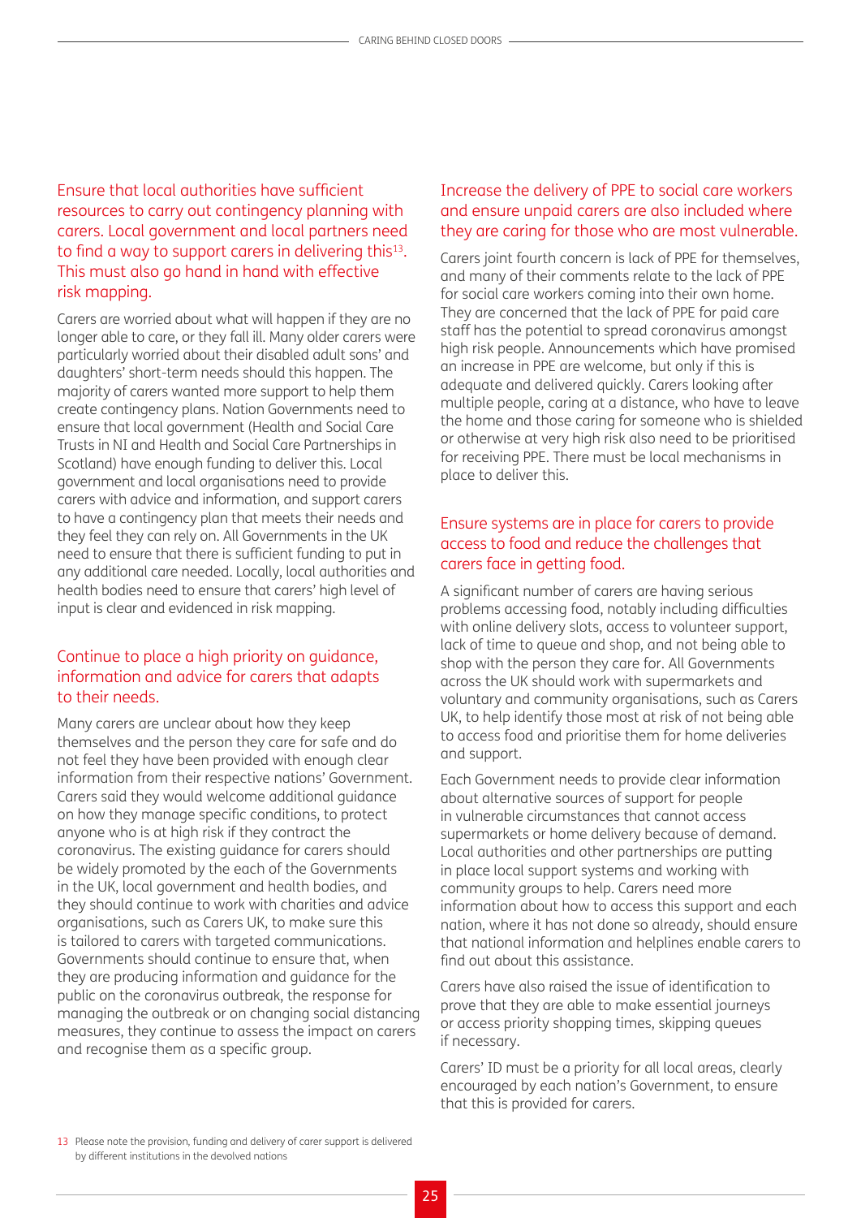### Ensure that local authorities have sufficient resources to carry out contingency planning with carers. Local government and local partners need to find a way to support carers in delivering this[13]. This must also go hand in hand with effective risk mapping.

Carers are worried about what will happen if they are no longer able to care, or they fall ill. Many older carers were particularly worried about their disabled adult sons' and daughters' short-term needs should this happen. The majority of carers wanted more support to help them create contingency plans. Nation Governments need to ensure that local government (Health and Social Care Trusts in NI and Health and Social Care Partnerships in Scotland) have enough funding to deliver this. Local government and local organisations need to provide carers with advice and information, and support carers to have a contingency plan that meets their needs and they feel they can rely on. All Governments in the UK need to ensure that there is sufficient funding to put in any additional care needed. Locally, local authorities and health bodies need to ensure that carers' high level of input is clear and evidenced in risk mapping.

### Continue to place a high priority on guidance, information and advice for carers that adapts to their needs.

Many carers are unclear about how they keep themselves and the person they care for safe and do not feel they have been provided with enough clear information from their respective nations' Government. Carers said they would welcome additional guidance on how they manage specific conditions, to protect anyone who is at high risk if they contract the coronavirus. The existing guidance for carers should be widely promoted by the each of the Governments in the UK, local government and health bodies, and they should continue to work with charities and advice organisations, such as Carers UK, to make sure this is tailored to carers with targeted communications. Governments should continue to ensure that, when they are producing information and guidance for the public on the coronavirus outbreak, the response for managing the outbreak or on changing social distancing measures, they continue to assess the impact on carers and recognise them as a specific group.

### Increase the delivery of PPE to social care workers and ensure unpaid carers are also included where they are caring for those who are most vulnerable.

Carers joint fourth concern is lack of PPE for themselves, and many of their comments relate to the lack of PPE for social care workers coming into their own home. They are concerned that the lack of PPE for paid care staff has the potential to spread coronavirus amongst high risk people. Announcements which have promised an increase in PPE are welcome, but only if this is adequate and delivered quickly. Carers looking after multiple people, caring at a distance, who have to leave the home and those caring for someone who is shielded or otherwise at very high risk also need to be prioritised for receiving PPE. There must be local mechanisms in place to deliver this.

### Ensure systems are in place for carers to provide access to food and reduce the challenges that carers face in getting food.

A significant number of carers are having serious problems accessing food, notably including difficulties with online delivery slots, access to volunteer support, lack of time to queue and shop, and not being able to shop with the person they care for. All Governments across the UK should work with supermarkets and voluntary and community organisations, such as Carers UK, to help identify those most at risk of not being able to access food and prioritise them for home deliveries and support.

Each Government needs to provide clear information about alternative sources of support for people in vulnerable circumstances that cannot access supermarkets or home delivery because of demand. Local authorities and other partnerships are putting in place local support systems and working with community groups to help. Carers need more information about how to access this support and each nation, where it has not done so already, should ensure that national information and helplines enable carers to find out about this assistance.

Carers have also raised the issue of identification to prove that they are able to make essential journeys or access priority shopping times, skipping queues if necessary.

Carers' ID must be a priority for all local areas, clearly encouraged by each nation's Government, to ensure that this is provided for carers.

13 Please note the provision, funding and delivery of carer support is delivered by different institutions in the devolved nations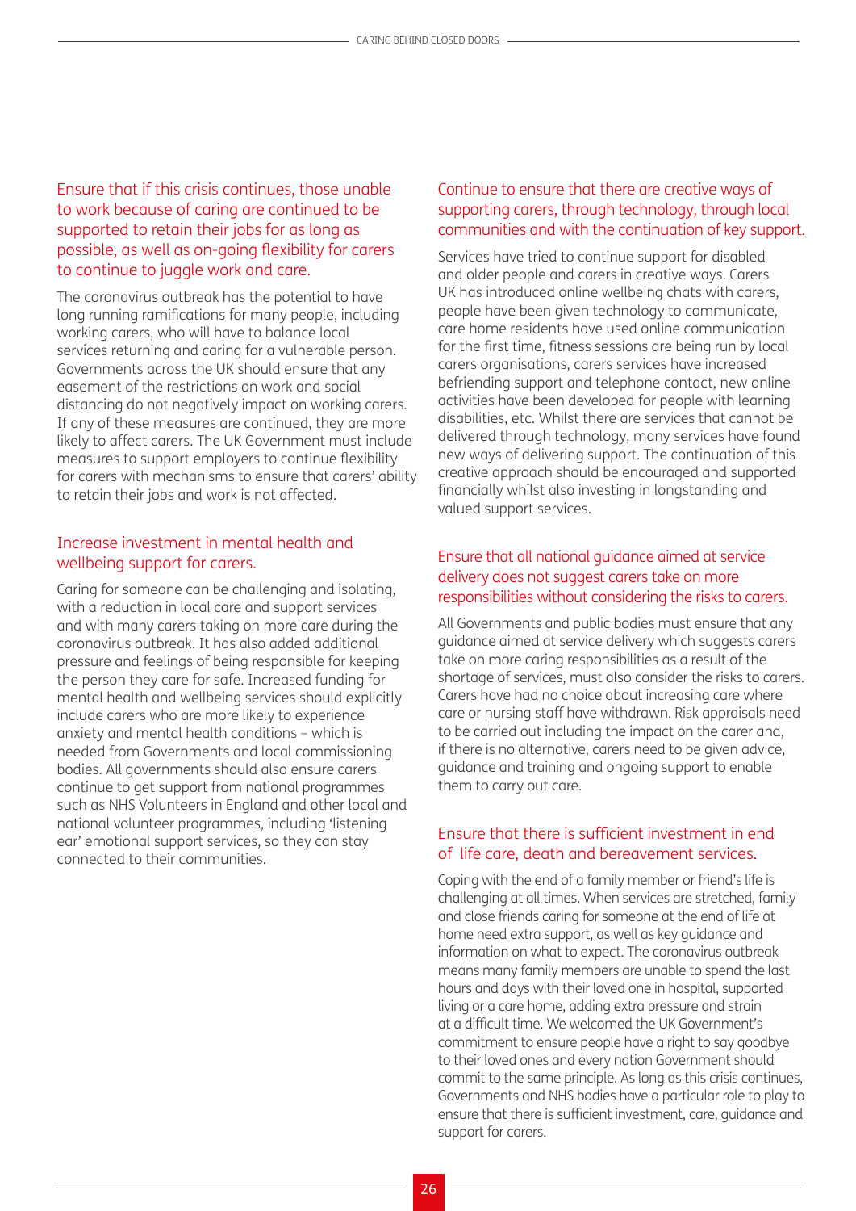### Ensure that if this crisis continues, those unable to work because of caring are continued to be supported to retain their jobs for as long as possible, as well as on-going flexibility for carers to continue to juggle work and care.

The coronavirus outbreak has the potential to have long running ramifications for many people, including working carers, who will have to balance local services returning and caring for a vulnerable person. Governments across the UK should ensure that any easement of the restrictions on work and social distancing do not negatively impact on working carers. If any of these measures are continued, they are more likely to affect carers. The UK Government must include measures to support employers to continue flexibility for carers with mechanisms to ensure that carers' ability to retain their jobs and work is not affected.

### Increase investment in mental health and wellbeing support for carers.

Caring for someone can be challenging and isolating, with a reduction in local care and support services and with many carers taking on more care during the coronavirus outbreak. It has also added additional pressure and feelings of being responsible for keeping the person they care for safe. Increased funding for mental health and wellbeing services should explicitly include carers who are more likely to experience anxiety and mental health conditions – which is needed from Governments and local commissioning bodies. All governments should also ensure carers continue to get support from national programmes such as NHS Volunteers in England and other local and national volunteer programmes, including 'listening ear' emotional support services, so they can stay connected to their communities.

### Continue to ensure that there are creative ways of supporting carers, through technology, through local communities and with the continuation of key support.

Services have tried to continue support for disabled and older people and carers in creative ways. Carers UK has introduced online wellbeing chats with carers, people have been given technology to communicate, care home residents have used online communication for the first time, fitness sessions are being run by local carers organisations, carers services have increased befriending support and telephone contact, new online activities have been developed for people with learning disabilities, etc. Whilst there are services that cannot be delivered through technology, many services have found new ways of delivering support. The continuation of this creative approach should be encouraged and supported financially whilst also investing in longstanding and valued support services.

### Ensure that all national guidance aimed at service delivery does not suggest carers take on more responsibilities without considering the risks to carers.

All Governments and public bodies must ensure that any guidance aimed at service delivery which suggests carers take on more caring responsibilities as a result of the shortage of services, must also consider the risks to carers. Carers have had no choice about increasing care where care or nursing staff have withdrawn. Risk appraisals need to be carried out including the impact on the carer and, if there is no alternative, carers need to be given advice, guidance and training and ongoing support to enable them to carry out care.

### Ensure that there is sufficient investment in end of life care, death and bereavement services.

Coping with the end of a family member or friend's life is challenging at all times. When services are stretched, family and close friends caring for someone at the end of life at home need extra support, as well as key guidance and information on what to expect. The coronavirus outbreak means many family members are unable to spend the last hours and days with their loved one in hospital, supported living or a care home, adding extra pressure and strain at a difficult time. We welcomed the UK Government's commitment to ensure people have a right to say goodbye to their loved ones and every nation Government should commit to the same principle. As long as this crisis continues, Governments and NHS bodies have a particular role to play to ensure that there is sufficient investment, care, guidance and support for carers.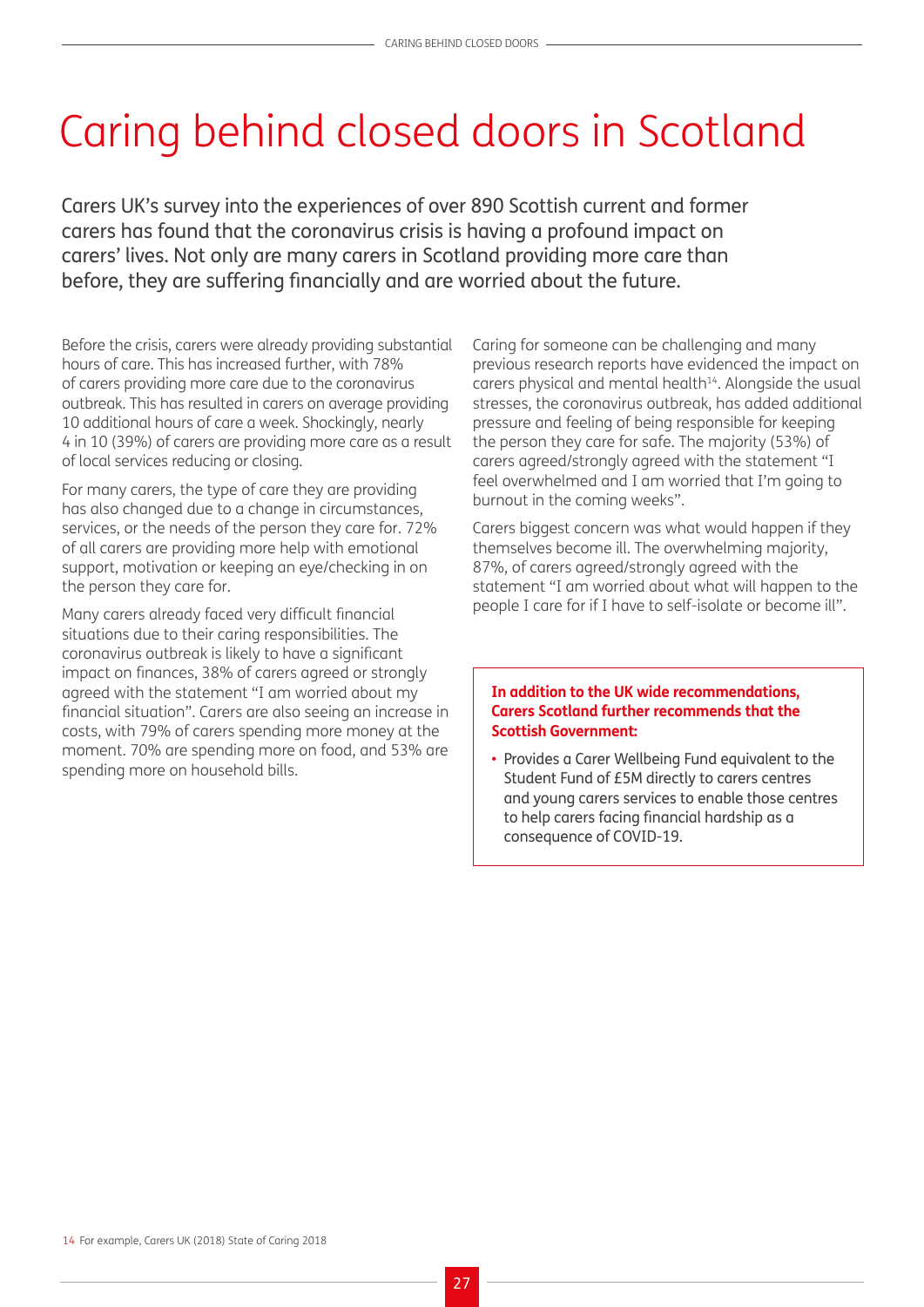# Caring behind closed doors in Scotland

Carers UK's survey into the experiences of over 890 Scottish current and former carers has found that the coronavirus crisis is having a profound impact on carers' lives. Not only are many carers in Scotland providing more care than before, they are suffering financially and are worried about the future.

Before the crisis, carers were already providing substantial hours of care. This has increased further, with 78% of carers providing more care due to the coronavirus outbreak. This has resulted in carers on average providing 10 additional hours of care a week. Shockingly, nearly 4 in 10 (39%) of carers are providing more care as a result of local services reducing or closing.

For many carers, the type of care they are providing has also changed due to a change in circumstances, services, or the needs of the person they care for. 72% of all carers are providing more help with emotional support, motivation or keeping an eye/checking in on the person they care for.

Many carers already faced very difficult financial situations due to their caring responsibilities. The coronavirus outbreak is likely to have a significant impact on finances, 38% of carers agreed or strongly agreed with the statement "I am worried about my financial situation". Carers are also seeing an increase in costs, with 79% of carers spending more money at the moment. 70% are spending more on food, and 53% are spending more on household bills.

Caring for someone can be challenging and many previous research reports have evidenced the impact on carers physical and mental health[14]. Alongside the usual stresses, the coronavirus outbreak, has added additional pressure and feeling of being responsible for keeping the person they care for safe. The majority (53%) of carers agreed/strongly agreed with the statement "I feel overwhelmed and I am worried that I'm going to burnout in the coming weeks".

Carers biggest concern was what would happen if they themselves become ill. The overwhelming majority, 87%, of carers agreed/strongly agreed with the statement "I am worried about what will happen to the people I care for if I have to self-isolate or become ill".

**In addition to the UK wide recommendations, Carers Scotland further recommends that the Scottish Government:**

- Provides a Carer Wellbeing Fund equivalent to the Student Fund of £5M directly to carers centres and young carers services to enable those centres to help carers facing financial hardship as a consequence of COVID-19.

14 For example, Carers UK (2018) State of Caring 2018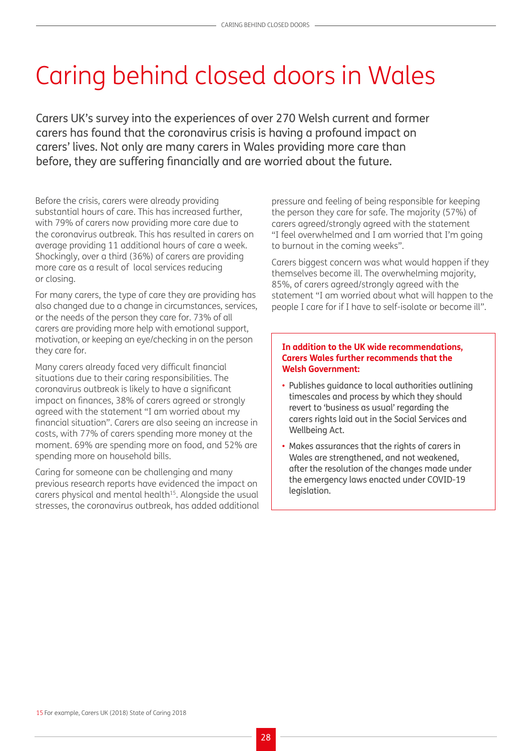# Caring behind closed doors in Wales

Carers UK's survey into the experiences of over 270 Welsh current and former carers has found that the coronavirus crisis is having a profound impact on carers' lives. Not only are many carers in Wales providing more care than before, they are suffering financially and are worried about the future.

Before the crisis, carers were already providing substantial hours of care. This has increased further, with 79% of carers now providing more care due to the coronavirus outbreak. This has resulted in carers on average providing 11 additional hours of care a week. Shockingly, over a third (36%) of carers are providing more care as a result of local services reducing or closing.

For many carers, the type of care they are providing has also changed due to a change in circumstances, services, or the needs of the person they care for. 73% of all carers are providing more help with emotional support, motivation, or keeping an eye/checking in on the person they care for.

Many carers already faced very difficult financial situations due to their caring responsibilities. The coronavirus outbreak is likely to have a significant impact on finances, 38% of carers agreed or strongly agreed with the statement "I am worried about my financial situation". Carers are also seeing an increase in costs, with 77% of carers spending more money at the moment. 69% are spending more on food, and 52% are spending more on household bills.

Caring for someone can be challenging and many previous research reports have evidenced the impact on carers physical and mental health[15]. Alongside the usual stresses, the coronavirus outbreak, has added additional pressure and feeling of being responsible for keeping the person they care for safe. The majority (57%) of carers agreed/strongly agreed with the statement "I feel overwhelmed and I am worried that I'm going to burnout in the coming weeks".

Carers biggest concern was what would happen if they themselves become ill. The overwhelming majority, 85%, of carers agreed/strongly agreed with the statement "I am worried about what will happen to the people I care for if I have to self-isolate or become ill".

**In addition to the UK wide recommendations, Carers Wales further recommends that the Welsh Government:**

- Publishes guidance to local authorities outlining timescales and process by which they should revert to 'business as usual' regarding the carers rights laid out in the Social Services and Wellbeing Act.
- Makes assurances that the rights of carers in Wales are strengthened, and not weakened, after the resolution of the changes made under the emergency laws enacted under COVID-19 legislation.

15 For example, Carers UK (2018) State of Caring 2018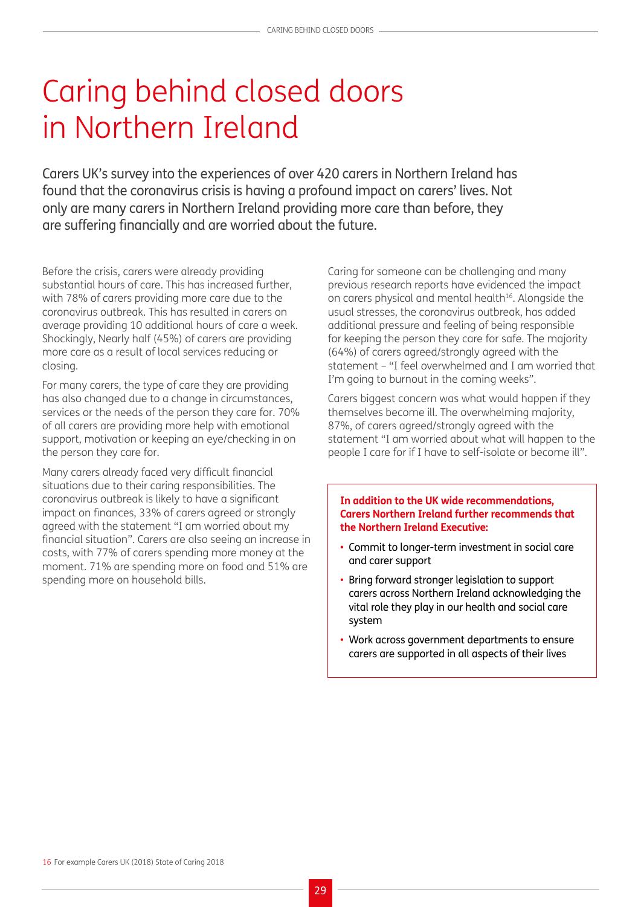# Caring behind closed doors in Northern Ireland

Carers UK's survey into the experiences of over 420 carers in Northern Ireland has found that the coronavirus crisis is having a profound impact on carers' lives. Not only are many carers in Northern Ireland providing more care than before, they are suffering financially and are worried about the future.

Before the crisis, carers were already providing substantial hours of care. This has increased further, with 78% of carers providing more care due to the coronavirus outbreak. This has resulted in carers on average providing 10 additional hours of care a week. Shockingly, Nearly half (45%) of carers are providing more care as a result of local services reducing or closing.

For many carers, the type of care they are providing has also changed due to a change in circumstances, services or the needs of the person they care for. 70% of all carers are providing more help with emotional support, motivation or keeping an eye/checking in on the person they care for.

Many carers already faced very difficult financial situations due to their caring responsibilities. The coronavirus outbreak is likely to have a significant impact on finances, 33% of carers agreed or strongly agreed with the statement "I am worried about my financial situation". Carers are also seeing an increase in costs, with 77% of carers spending more money at the moment. 71% are spending more on food and 51% are spending more on household bills.

Caring for someone can be challenging and many previous research reports have evidenced the impact on carers physical and mental health[16]. Alongside the usual stresses, the coronavirus outbreak, has added additional pressure and feeling of being responsible for keeping the person they care for safe. The majority (64%) of carers agreed/strongly agreed with the statement – "I feel overwhelmed and I am worried that I'm going to burnout in the coming weeks".

Carers biggest concern was what would happen if they themselves become ill. The overwhelming majority, 87%, of carers agreed/strongly agreed with the statement "I am worried about what will happen to the people I care for if I have to self-isolate or become ill".

**In addition to the UK wide recommendations, Carers Northern Ireland further recommends that the Northern Ireland Executive:**

- Commit to longer-term investment in social care and carer support
- Bring forward stronger legislation to support carers across Northern Ireland acknowledging the vital role they play in our health and social care system
- Work across government departments to ensure carers are supported in all aspects of their lives

16 For example Carers UK (2018) State of Caring 2018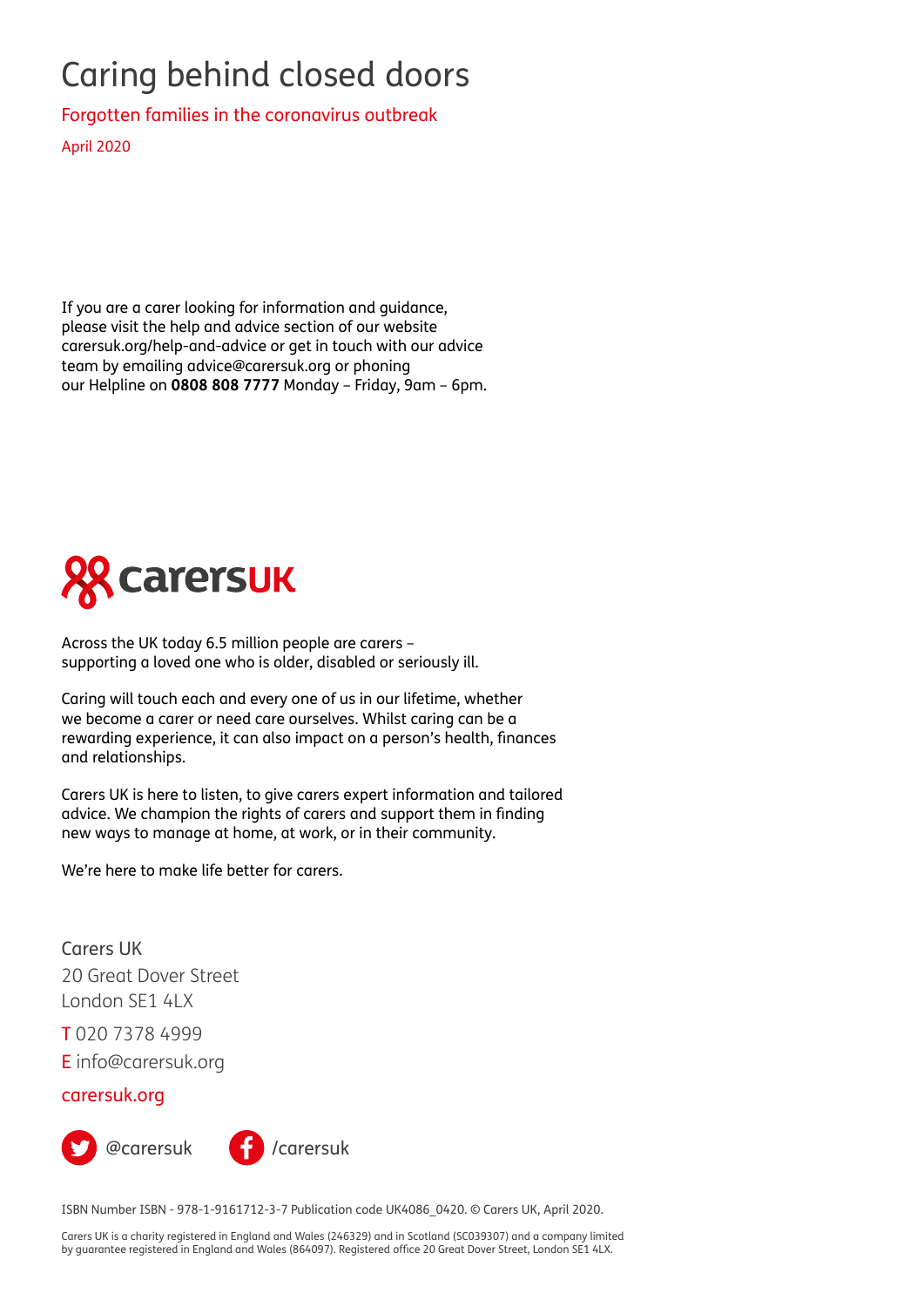# Caring behind closed doors

Forgotten families in the coronavirus outbreak

April 2020

If you are a carer looking for information and guidance, please visit the help and advice section of our website carersuk.org/help-and-advice or get in touch with our advice team by emailing advice@carersuk.org or phoning our Helpline on **0808 808 7777** Monday – Friday, 9am – 6pm.

carersUK

Across the UK today 6.5 million people are carers – supporting a loved one who is older, disabled or seriously ill.

Caring will touch each and every one of us in our lifetime, whether we become a carer or need care ourselves. Whilst caring can be a rewarding experience, it can also impact on a person's health, finances and relationships.

Carers UK is here to listen, to give carers expert information and tailored advice. We champion the rights of carers and support them in finding new ways to manage at home, at work, or in their community.

We're here to make life better for carers.

Carers UK
20 Great Dover Street
London SE1 4LX

T 020 7378 4999

E info@carersuk.org

carersuk.org

@carersuk /carersuk

ISBN Number ISBN - 978-1-9161712-3-7 Publication code UK4086_0420. © Carers UK, April 2020.

Carers UK is a charity registered in England and Wales (246329) and in Scotland (SC039307) and a company limited by guarantee registered in England and Wales (864097). Registered office 20 Great Dover Street, London SE1 4LX.